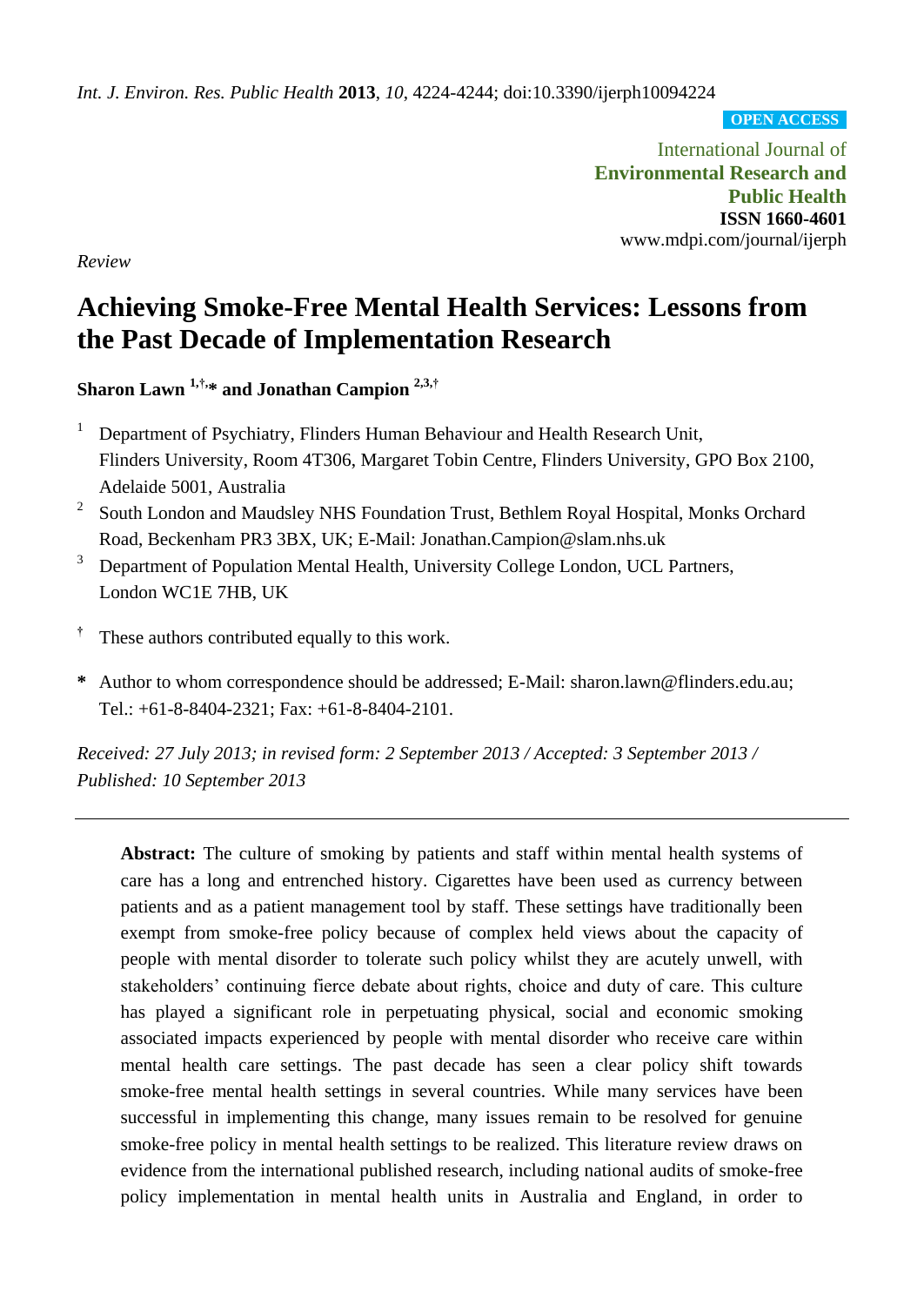*Int. J. Environ. Res. Public Health* **2013**, *10*, 4224-4244; doi:10.3390/ijerph10094224

OPEN ACCESS

International Journal of
**Environmental Research and Public Health**
**ISSN 1660-4601**
www.mdpi.com/journal/ijerph

*Review*

# Achieving Smoke-Free Mental Health Services: Lessons from the Past Decade of Implementation Research

**Sharon Lawn [1,†,*] and Jonathan Campion [2,3,†]**

[1] Department of Psychiatry, Flinders Human Behaviour and Health Research Unit, Flinders University, Room 4T306, Margaret Tobin Centre, Flinders University, GPO Box 2100, Adelaide 5001, Australia

[2] South London and Maudsley NHS Foundation Trust, Bethlem Royal Hospital, Monks Orchard Road, Beckenham PR3 3BX, UK; E-Mail: Jonathan.Campion@slam.nhs.uk

[3] Department of Population Mental Health, University College London, UCL Partners, London WC1E 7HB, UK

[†] These authors contributed equally to this work.

[*] Author to whom correspondence should be addressed; E-Mail: sharon.lawn@flinders.edu.au; Tel.: +61-8-8404-2321; Fax: +61-8-8404-2101.

*Received: 27 July 2013; in revised form: 2 September 2013 / Accepted: 3 September 2013 / Published: 10 September 2013*

---

**Abstract:** The culture of smoking by patients and staff within mental health systems of care has a long and entrenched history. Cigarettes have been used as currency between patients and as a patient management tool by staff. These settings have traditionally been exempt from smoke-free policy because of complex held views about the capacity of people with mental disorder to tolerate such policy whilst they are acutely unwell, with stakeholders' continuing fierce debate about rights, choice and duty of care. This culture has played a significant role in perpetuating physical, social and economic smoking associated impacts experienced by people with mental disorder who receive care within mental health care settings. The past decade has seen a clear policy shift towards smoke-free mental health settings in several countries. While many services have been successful in implementing this change, many issues remain to be resolved for genuine smoke-free policy in mental health settings to be realized. This literature review draws on evidence from the international published research, including national audits of smoke-free policy implementation in mental health units in Australia and England, in order to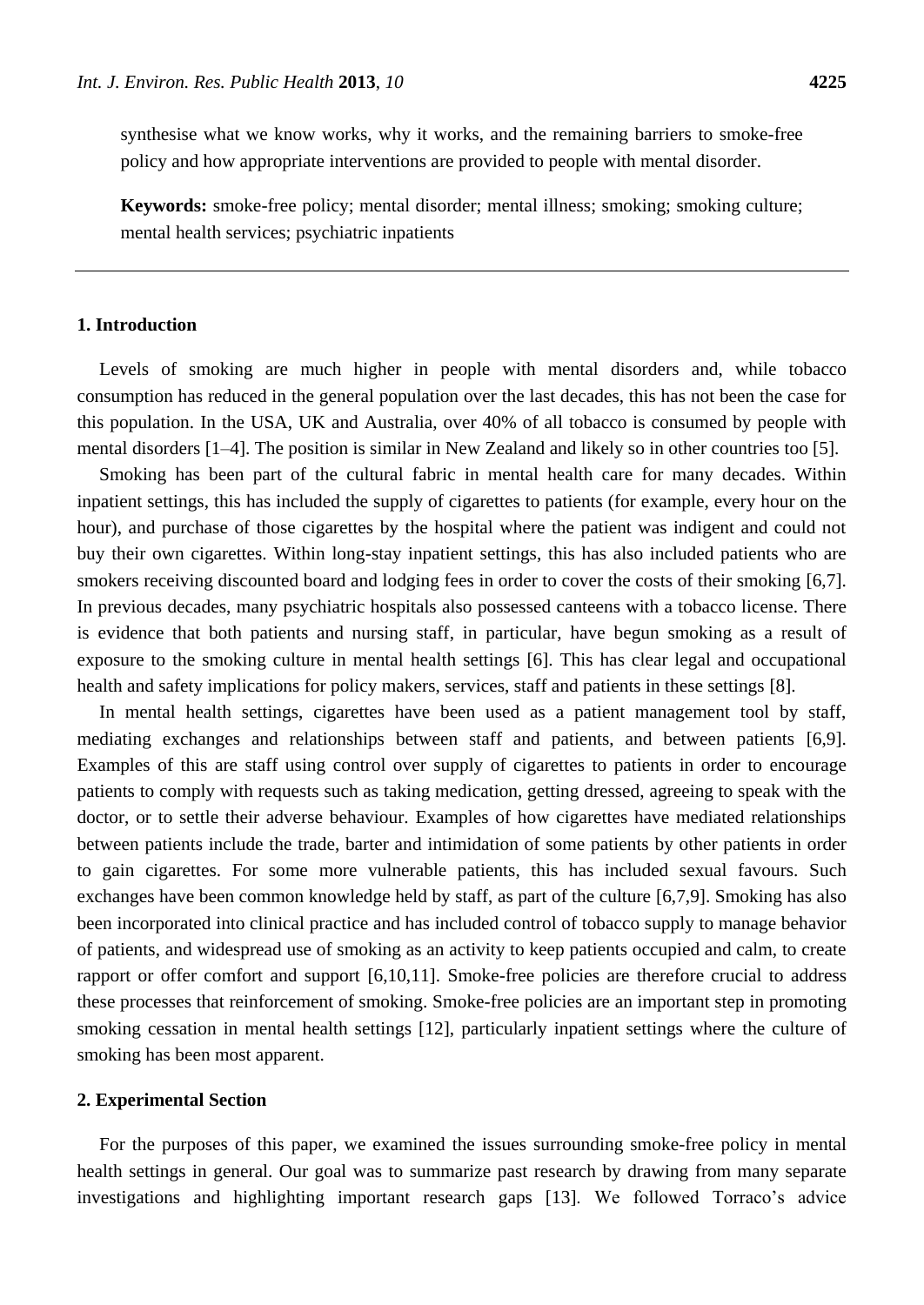synthesise what we know works, why it works, and the remaining barriers to smoke-free policy and how appropriate interventions are provided to people with mental disorder.

**Keywords:** smoke-free policy; mental disorder; mental illness; smoking; smoking culture; mental health services; psychiatric inpatients

## 1. Introduction

Levels of smoking are much higher in people with mental disorders and, while tobacco consumption has reduced in the general population over the last decades, this has not been the case for this population. In the USA, UK and Australia, over 40% of all tobacco is consumed by people with mental disorders [1–4]. The position is similar in New Zealand and likely so in other countries too [5].

Smoking has been part of the cultural fabric in mental health care for many decades. Within inpatient settings, this has included the supply of cigarettes to patients (for example, every hour on the hour), and purchase of those cigarettes by the hospital where the patient was indigent and could not buy their own cigarettes. Within long-stay inpatient settings, this has also included patients who are smokers receiving discounted board and lodging fees in order to cover the costs of their smoking [6,7]. In previous decades, many psychiatric hospitals also possessed canteens with a tobacco license. There is evidence that both patients and nursing staff, in particular, have begun smoking as a result of exposure to the smoking culture in mental health settings [6]. This has clear legal and occupational health and safety implications for policy makers, services, staff and patients in these settings [8].

In mental health settings, cigarettes have been used as a patient management tool by staff, mediating exchanges and relationships between staff and patients, and between patients [6,9]. Examples of this are staff using control over supply of cigarettes to patients in order to encourage patients to comply with requests such as taking medication, getting dressed, agreeing to speak with the doctor, or to settle their adverse behaviour. Examples of how cigarettes have mediated relationships between patients include the trade, barter and intimidation of some patients by other patients in order to gain cigarettes. For some more vulnerable patients, this has included sexual favours. Such exchanges have been common knowledge held by staff, as part of the culture [6,7,9]. Smoking has also been incorporated into clinical practice and has included control of tobacco supply to manage behavior of patients, and widespread use of smoking as an activity to keep patients occupied and calm, to create rapport or offer comfort and support [6,10,11]. Smoke-free policies are therefore crucial to address these processes that reinforcement of smoking. Smoke-free policies are an important step in promoting smoking cessation in mental health settings [12], particularly inpatient settings where the culture of smoking has been most apparent.

## 2. Experimental Section

For the purposes of this paper, we examined the issues surrounding smoke-free policy in mental health settings in general. Our goal was to summarize past research by drawing from many separate investigations and highlighting important research gaps [13]. We followed Torraco's advice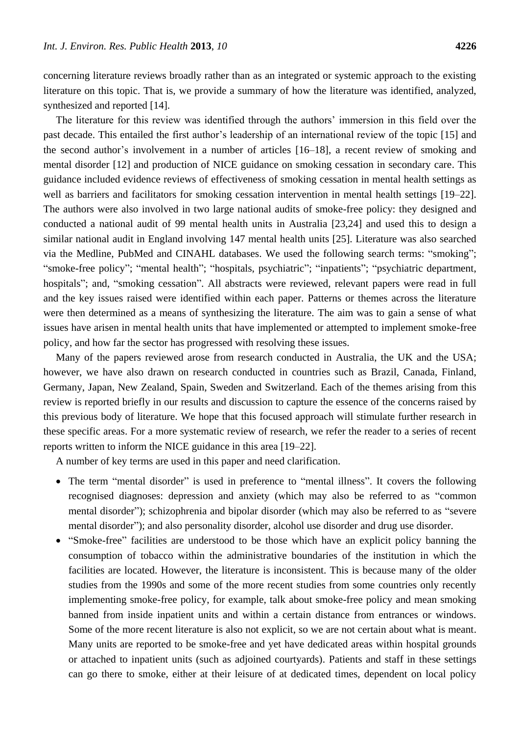concerning literature reviews broadly rather than as an integrated or systemic approach to the existing literature on this topic. That is, we provide a summary of how the literature was identified, analyzed, synthesized and reported [14].

The literature for this review was identified through the authors' immersion in this field over the past decade. This entailed the first author's leadership of an international review of the topic [15] and the second author's involvement in a number of articles [16–18], a recent review of smoking and mental disorder [12] and production of NICE guidance on smoking cessation in secondary care. This guidance included evidence reviews of effectiveness of smoking cessation in mental health settings as well as barriers and facilitators for smoking cessation intervention in mental health settings [19–22]. The authors were also involved in two large national audits of smoke-free policy: they designed and conducted a national audit of 99 mental health units in Australia [23,24] and used this to design a similar national audit in England involving 147 mental health units [25]. Literature was also searched via the Medline, PubMed and CINAHL databases. We used the following search terms: "smoking"; "smoke-free policy"; "mental health"; "hospitals, psychiatric"; "inpatients"; "psychiatric department, hospitals"; and, "smoking cessation". All abstracts were reviewed, relevant papers were read in full and the key issues raised were identified within each paper. Patterns or themes across the literature were then determined as a means of synthesizing the literature. The aim was to gain a sense of what issues have arisen in mental health units that have implemented or attempted to implement smoke-free policy, and how far the sector has progressed with resolving these issues.

Many of the papers reviewed arose from research conducted in Australia, the UK and the USA; however, we have also drawn on research conducted in countries such as Brazil, Canada, Finland, Germany, Japan, New Zealand, Spain, Sweden and Switzerland. Each of the themes arising from this review is reported briefly in our results and discussion to capture the essence of the concerns raised by this previous body of literature. We hope that this focused approach will stimulate further research in these specific areas. For a more systematic review of research, we refer the reader to a series of recent reports written to inform the NICE guidance in this area [19–22].

A number of key terms are used in this paper and need clarification.

- The term "mental disorder" is used in preference to "mental illness". It covers the following recognised diagnoses: depression and anxiety (which may also be referred to as "common mental disorder"); schizophrenia and bipolar disorder (which may also be referred to as "severe mental disorder"); and also personality disorder, alcohol use disorder and drug use disorder.
- "Smoke-free" facilities are understood to be those which have an explicit policy banning the consumption of tobacco within the administrative boundaries of the institution in which the facilities are located. However, the literature is inconsistent. This is because many of the older studies from the 1990s and some of the more recent studies from some countries only recently implementing smoke-free policy, for example, talk about smoke-free policy and mean smoking banned from inside inpatient units and within a certain distance from entrances or windows. Some of the more recent literature is also not explicit, so we are not certain about what is meant. Many units are reported to be smoke-free and yet have dedicated areas within hospital grounds or attached to inpatient units (such as adjoined courtyards). Patients and staff in these settings can go there to smoke, either at their leisure of at dedicated times, dependent on local policy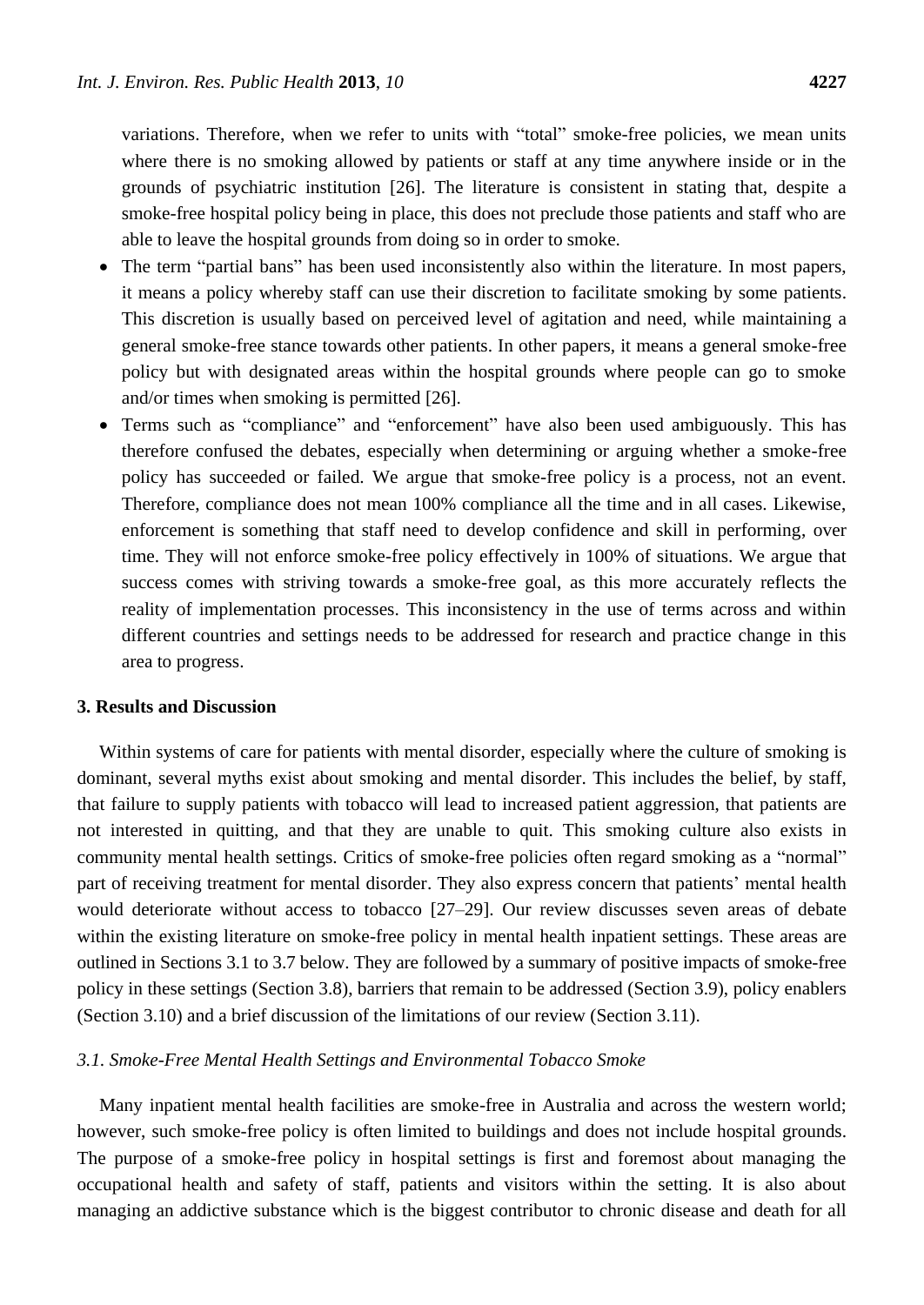variations. Therefore, when we refer to units with "total" smoke-free policies, we mean units where there is no smoking allowed by patients or staff at any time anywhere inside or in the grounds of psychiatric institution [26]. The literature is consistent in stating that, despite a smoke-free hospital policy being in place, this does not preclude those patients and staff who are able to leave the hospital grounds from doing so in order to smoke.

- The term "partial bans" has been used inconsistently also within the literature. In most papers, it means a policy whereby staff can use their discretion to facilitate smoking by some patients. This discretion is usually based on perceived level of agitation and need, while maintaining a general smoke-free stance towards other patients. In other papers, it means a general smoke-free policy but with designated areas within the hospital grounds where people can go to smoke and/or times when smoking is permitted [26].
- Terms such as "compliance" and "enforcement" have also been used ambiguously. This has therefore confused the debates, especially when determining or arguing whether a smoke-free policy has succeeded or failed. We argue that smoke-free policy is a process, not an event. Therefore, compliance does not mean 100% compliance all the time and in all cases. Likewise, enforcement is something that staff need to develop confidence and skill in performing, over time. They will not enforce smoke-free policy effectively in 100% of situations. We argue that success comes with striving towards a smoke-free goal, as this more accurately reflects the reality of implementation processes. This inconsistency in the use of terms across and within different countries and settings needs to be addressed for research and practice change in this area to progress.

## 3. Results and Discussion

Within systems of care for patients with mental disorder, especially where the culture of smoking is dominant, several myths exist about smoking and mental disorder. This includes the belief, by staff, that failure to supply patients with tobacco will lead to increased patient aggression, that patients are not interested in quitting, and that they are unable to quit. This smoking culture also exists in community mental health settings. Critics of smoke-free policies often regard smoking as a "normal" part of receiving treatment for mental disorder. They also express concern that patients' mental health would deteriorate without access to tobacco [27–29]. Our review discusses seven areas of debate within the existing literature on smoke-free policy in mental health inpatient settings. These areas are outlined in Sections 3.1 to 3.7 below. They are followed by a summary of positive impacts of smoke-free policy in these settings (Section 3.8), barriers that remain to be addressed (Section 3.9), policy enablers (Section 3.10) and a brief discussion of the limitations of our review (Section 3.11).

### *3.1. Smoke-Free Mental Health Settings and Environmental Tobacco Smoke*

Many inpatient mental health facilities are smoke-free in Australia and across the western world; however, such smoke-free policy is often limited to buildings and does not include hospital grounds. The purpose of a smoke-free policy in hospital settings is first and foremost about managing the occupational health and safety of staff, patients and visitors within the setting. It is also about managing an addictive substance which is the biggest contributor to chronic disease and death for all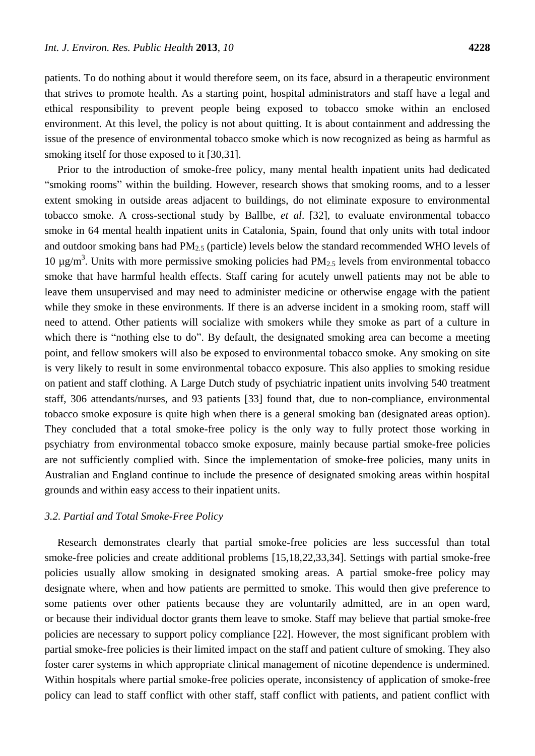patients. To do nothing about it would therefore seem, on its face, absurd in a therapeutic environment that strives to promote health. As a starting point, hospital administrators and staff have a legal and ethical responsibility to prevent people being exposed to tobacco smoke within an enclosed environment. At this level, the policy is not about quitting. It is about containment and addressing the issue of the presence of environmental tobacco smoke which is now recognized as being as harmful as smoking itself for those exposed to it [30,31].

Prior to the introduction of smoke-free policy, many mental health inpatient units had dedicated "smoking rooms" within the building. However, research shows that smoking rooms, and to a lesser extent smoking in outside areas adjacent to buildings, do not eliminate exposure to environmental tobacco smoke. A cross-sectional study by Ballbe, *et al*. [32], to evaluate environmental tobacco smoke in 64 mental health inpatient units in Catalonia, Spain, found that only units with total indoor and outdoor smoking bans had $PM_{2.5}$ (particle) levels below the standard recommended WHO levels of 10 $\mu g/m^3$. Units with more permissive smoking policies had $PM_{2.5}$ levels from environmental tobacco smoke that have harmful health effects. Staff caring for acutely unwell patients may not be able to leave them unsupervised and may need to administer medicine or otherwise engage with the patient while they smoke in these environments. If there is an adverse incident in a smoking room, staff will need to attend. Other patients will socialize with smokers while they smoke as part of a culture in which there is "nothing else to do". By default, the designated smoking area can become a meeting point, and fellow smokers will also be exposed to environmental tobacco smoke. Any smoking on site is very likely to result in some environmental tobacco exposure. This also applies to smoking residue on patient and staff clothing. A Large Dutch study of psychiatric inpatient units involving 540 treatment staff, 306 attendants/nurses, and 93 patients [33] found that, due to non-compliance, environmental tobacco smoke exposure is quite high when there is a general smoking ban (designated areas option). They concluded that a total smoke-free policy is the only way to fully protect those working in psychiatry from environmental tobacco smoke exposure, mainly because partial smoke-free policies are not sufficiently complied with. Since the implementation of smoke-free policies, many units in Australian and England continue to include the presence of designated smoking areas within hospital grounds and within easy access to their inpatient units.

### *3.2. Partial and Total Smoke-Free Policy*

Research demonstrates clearly that partial smoke-free policies are less successful than total smoke-free policies and create additional problems [15,18,22,33,34]. Settings with partial smoke-free policies usually allow smoking in designated smoking areas. A partial smoke-free policy may designate where, when and how patients are permitted to smoke. This would then give preference to some patients over other patients because they are voluntarily admitted, are in an open ward, or because their individual doctor grants them leave to smoke. Staff may believe that partial smoke-free policies are necessary to support policy compliance [22]. However, the most significant problem with partial smoke-free policies is their limited impact on the staff and patient culture of smoking. They also foster carer systems in which appropriate clinical management of nicotine dependence is undermined. Within hospitals where partial smoke-free policies operate, inconsistency of application of smoke-free policy can lead to staff conflict with other staff, staff conflict with patients, and patient conflict with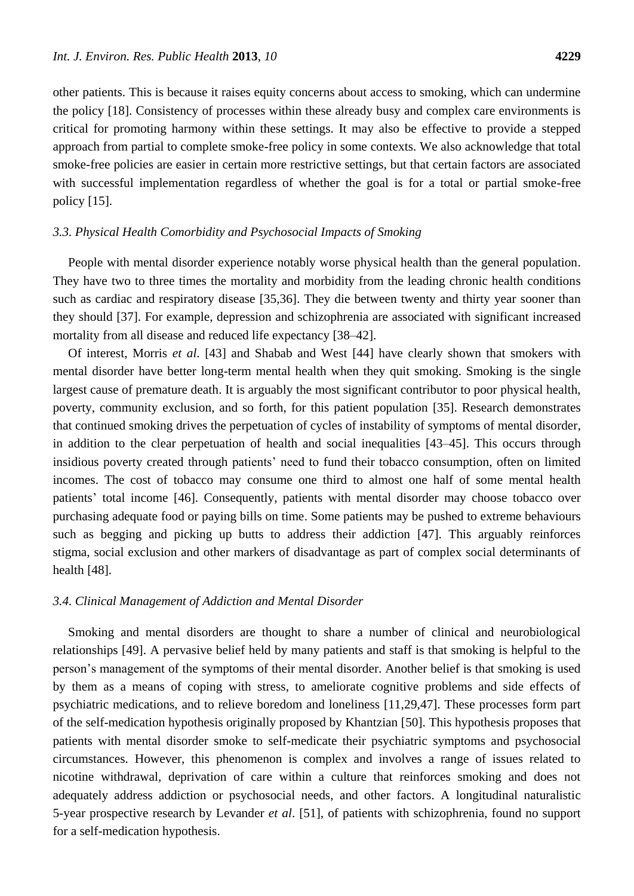other patients. This is because it raises equity concerns about access to smoking, which can undermine the policy [18]. Consistency of processes within these already busy and complex care environments is critical for promoting harmony within these settings. It may also be effective to provide a stepped approach from partial to complete smoke-free policy in some contexts. We also acknowledge that total smoke-free policies are easier in certain more restrictive settings, but that certain factors are associated with successful implementation regardless of whether the goal is for a total or partial smoke-free policy [15].

### *3.3. Physical Health Comorbidity and Psychosocial Impacts of Smoking*

People with mental disorder experience notably worse physical health than the general population. They have two to three times the mortality and morbidity from the leading chronic health conditions such as cardiac and respiratory disease [35,36]. They die between twenty and thirty year sooner than they should [37]. For example, depression and schizophrenia are associated with significant increased mortality from all disease and reduced life expectancy [38–42].

Of interest, Morris *et al*. [43] and Shabab and West [44] have clearly shown that smokers with mental disorder have better long-term mental health when they quit smoking. Smoking is the single largest cause of premature death. It is arguably the most significant contributor to poor physical health, poverty, community exclusion, and so forth, for this patient population [35]. Research demonstrates that continued smoking drives the perpetuation of cycles of instability of symptoms of mental disorder, in addition to the clear perpetuation of health and social inequalities [43–45]. This occurs through insidious poverty created through patients' need to fund their tobacco consumption, often on limited incomes. The cost of tobacco may consume one third to almost one half of some mental health patients' total income [46]. Consequently, patients with mental disorder may choose tobacco over purchasing adequate food or paying bills on time. Some patients may be pushed to extreme behaviours such as begging and picking up butts to address their addiction [47]. This arguably reinforces stigma, social exclusion and other markers of disadvantage as part of complex social determinants of health [48].

### *3.4. Clinical Management of Addiction and Mental Disorder*

Smoking and mental disorders are thought to share a number of clinical and neurobiological relationships [49]. A pervasive belief held by many patients and staff is that smoking is helpful to the person's management of the symptoms of their mental disorder. Another belief is that smoking is used by them as a means of coping with stress, to ameliorate cognitive problems and side effects of psychiatric medications, and to relieve boredom and loneliness [11,29,47]. These processes form part of the self-medication hypothesis originally proposed by Khantzian [50]. This hypothesis proposes that patients with mental disorder smoke to self-medicate their psychiatric symptoms and psychosocial circumstances. However, this phenomenon is complex and involves a range of issues related to nicotine withdrawal, deprivation of care within a culture that reinforces smoking and does not adequately address addiction or psychosocial needs, and other factors. A longitudinal naturalistic 5-year prospective research by Levander *et al*. [51], of patients with schizophrenia, found no support for a self-medication hypothesis.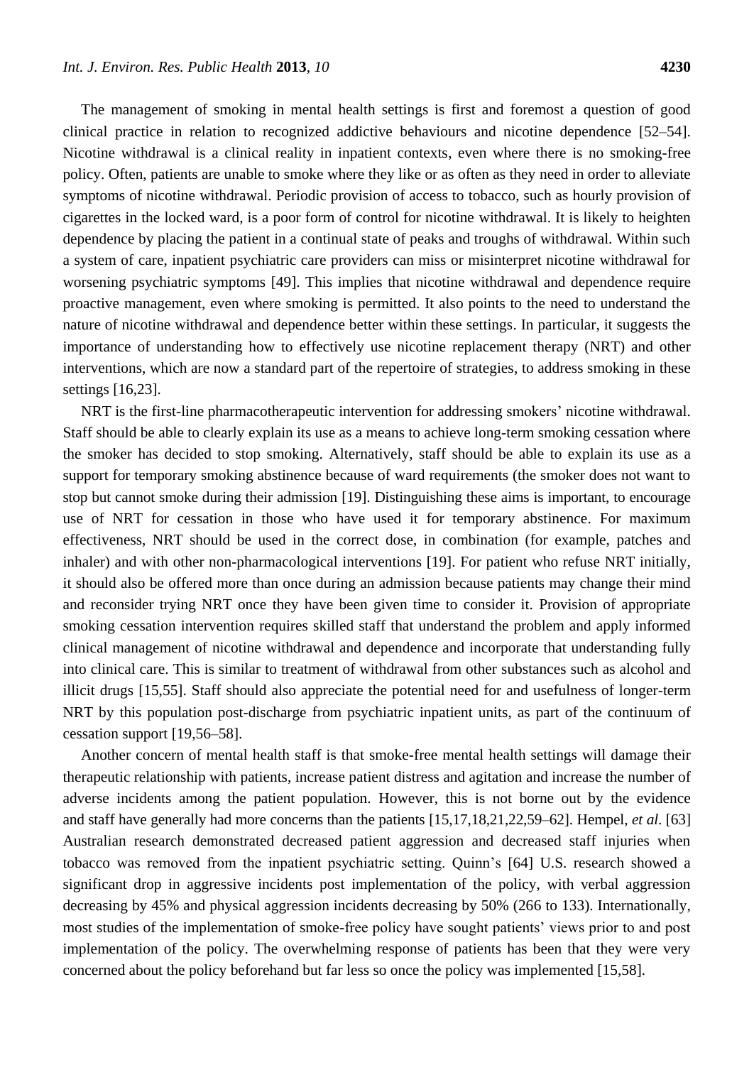The management of smoking in mental health settings is first and foremost a question of good clinical practice in relation to recognized addictive behaviours and nicotine dependence [52–54]. Nicotine withdrawal is a clinical reality in inpatient contexts, even where there is no smoking-free policy. Often, patients are unable to smoke where they like or as often as they need in order to alleviate symptoms of nicotine withdrawal. Periodic provision of access to tobacco, such as hourly provision of cigarettes in the locked ward, is a poor form of control for nicotine withdrawal. It is likely to heighten dependence by placing the patient in a continual state of peaks and troughs of withdrawal. Within such a system of care, inpatient psychiatric care providers can miss or misinterpret nicotine withdrawal for worsening psychiatric symptoms [49]. This implies that nicotine withdrawal and dependence require proactive management, even where smoking is permitted. It also points to the need to understand the nature of nicotine withdrawal and dependence better within these settings. In particular, it suggests the importance of understanding how to effectively use nicotine replacement therapy (NRT) and other interventions, which are now a standard part of the repertoire of strategies, to address smoking in these settings [16,23].

NRT is the first-line pharmacotherapeutic intervention for addressing smokers' nicotine withdrawal. Staff should be able to clearly explain its use as a means to achieve long-term smoking cessation where the smoker has decided to stop smoking. Alternatively, staff should be able to explain its use as a support for temporary smoking abstinence because of ward requirements (the smoker does not want to stop but cannot smoke during their admission [19]. Distinguishing these aims is important, to encourage use of NRT for cessation in those who have used it for temporary abstinence. For maximum effectiveness, NRT should be used in the correct dose, in combination (for example, patches and inhaler) and with other non-pharmacological interventions [19]. For patient who refuse NRT initially, it should also be offered more than once during an admission because patients may change their mind and reconsider trying NRT once they have been given time to consider it. Provision of appropriate smoking cessation intervention requires skilled staff that understand the problem and apply informed clinical management of nicotine withdrawal and dependence and incorporate that understanding fully into clinical care. This is similar to treatment of withdrawal from other substances such as alcohol and illicit drugs [15,55]. Staff should also appreciate the potential need for and usefulness of longer-term NRT by this population post-discharge from psychiatric inpatient units, as part of the continuum of cessation support [19,56–58].

Another concern of mental health staff is that smoke-free mental health settings will damage their therapeutic relationship with patients, increase patient distress and agitation and increase the number of adverse incidents among the patient population. However, this is not borne out by the evidence and staff have generally had more concerns than the patients [15,17,18,21,22,59–62]. Hempel, *et al*. [63] Australian research demonstrated decreased patient aggression and decreased staff injuries when tobacco was removed from the inpatient psychiatric setting. Quinn's [64] U.S. research showed a significant drop in aggressive incidents post implementation of the policy, with verbal aggression decreasing by 45% and physical aggression incidents decreasing by 50% (266 to 133). Internationally, most studies of the implementation of smoke-free policy have sought patients' views prior to and post implementation of the policy. The overwhelming response of patients has been that they were very concerned about the policy beforehand but far less so once the policy was implemented [15,58].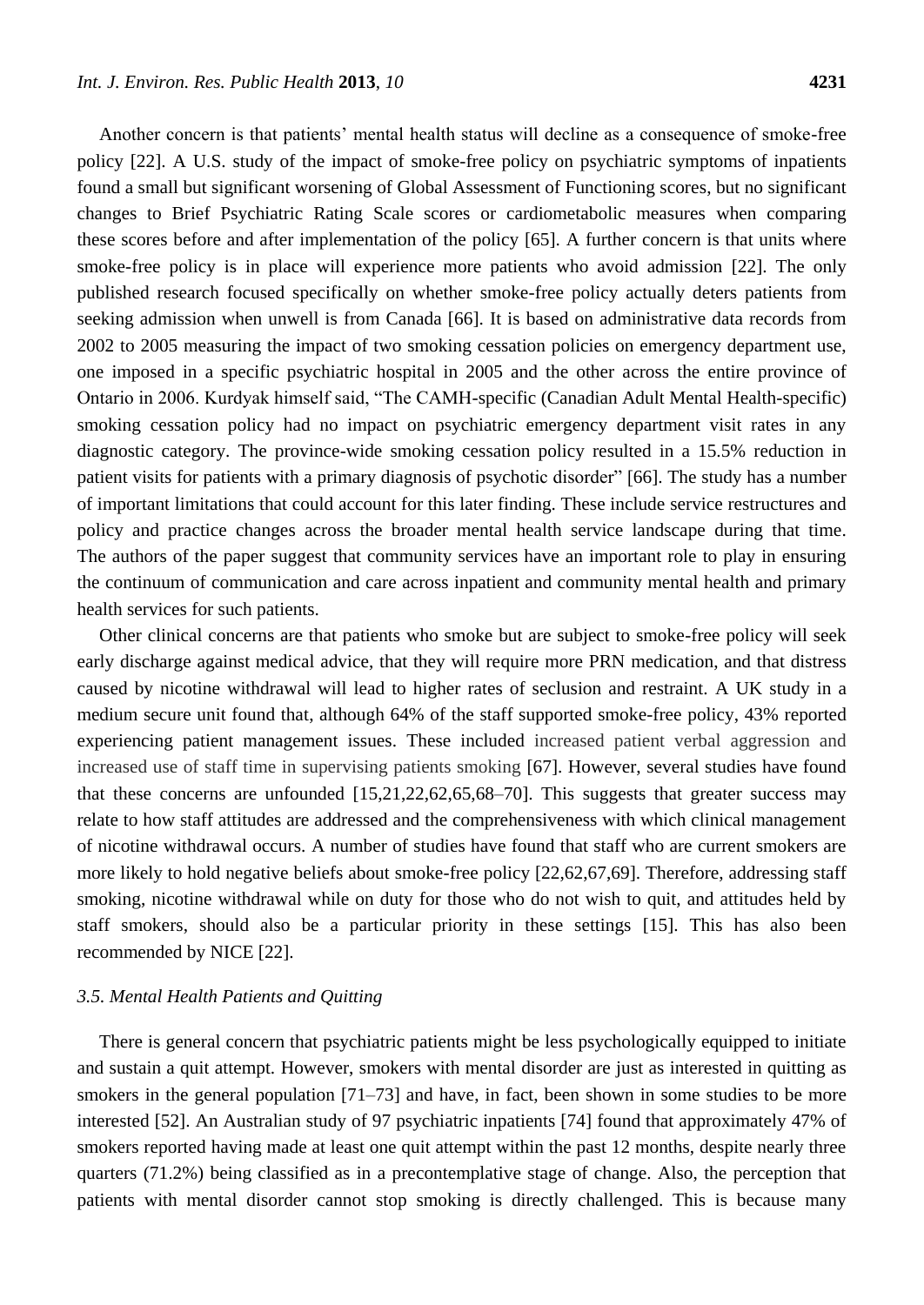Another concern is that patients' mental health status will decline as a consequence of smoke-free policy [22]. A U.S. study of the impact of smoke-free policy on psychiatric symptoms of inpatients found a small but significant worsening of Global Assessment of Functioning scores, but no significant changes to Brief Psychiatric Rating Scale scores or cardiometabolic measures when comparing these scores before and after implementation of the policy [65]. A further concern is that units where smoke-free policy is in place will experience more patients who avoid admission [22]. The only published research focused specifically on whether smoke-free policy actually deters patients from seeking admission when unwell is from Canada [66]. It is based on administrative data records from 2002 to 2005 measuring the impact of two smoking cessation policies on emergency department use, one imposed in a specific psychiatric hospital in 2005 and the other across the entire province of Ontario in 2006. Kurdyak himself said, "The CAMH-specific (Canadian Adult Mental Health-specific) smoking cessation policy had no impact on psychiatric emergency department visit rates in any diagnostic category. The province-wide smoking cessation policy resulted in a 15.5% reduction in patient visits for patients with a primary diagnosis of psychotic disorder" [66]. The study has a number of important limitations that could account for this later finding. These include service restructures and policy and practice changes across the broader mental health service landscape during that time. The authors of the paper suggest that community services have an important role to play in ensuring the continuum of communication and care across inpatient and community mental health and primary health services for such patients.

Other clinical concerns are that patients who smoke but are subject to smoke-free policy will seek early discharge against medical advice, that they will require more PRN medication, and that distress caused by nicotine withdrawal will lead to higher rates of seclusion and restraint. A UK study in a medium secure unit found that, although 64% of the staff supported smoke-free policy, 43% reported experiencing patient management issues. These included increased patient verbal aggression and increased use of staff time in supervising patients smoking [67]. However, several studies have found that these concerns are unfounded [15,21,22,62,65,68–70]. This suggests that greater success may relate to how staff attitudes are addressed and the comprehensiveness with which clinical management of nicotine withdrawal occurs. A number of studies have found that staff who are current smokers are more likely to hold negative beliefs about smoke-free policy [22,62,67,69]. Therefore, addressing staff smoking, nicotine withdrawal while on duty for those who do not wish to quit, and attitudes held by staff smokers, should also be a particular priority in these settings [15]. This has also been recommended by NICE [22].

### *3.5. Mental Health Patients and Quitting*

There is general concern that psychiatric patients might be less psychologically equipped to initiate and sustain a quit attempt. However, smokers with mental disorder are just as interested in quitting as smokers in the general population [71–73] and have, in fact, been shown in some studies to be more interested [52]. An Australian study of 97 psychiatric inpatients [74] found that approximately 47% of smokers reported having made at least one quit attempt within the past 12 months, despite nearly three quarters (71.2%) being classified as in a precontemplative stage of change. Also, the perception that patients with mental disorder cannot stop smoking is directly challenged. This is because many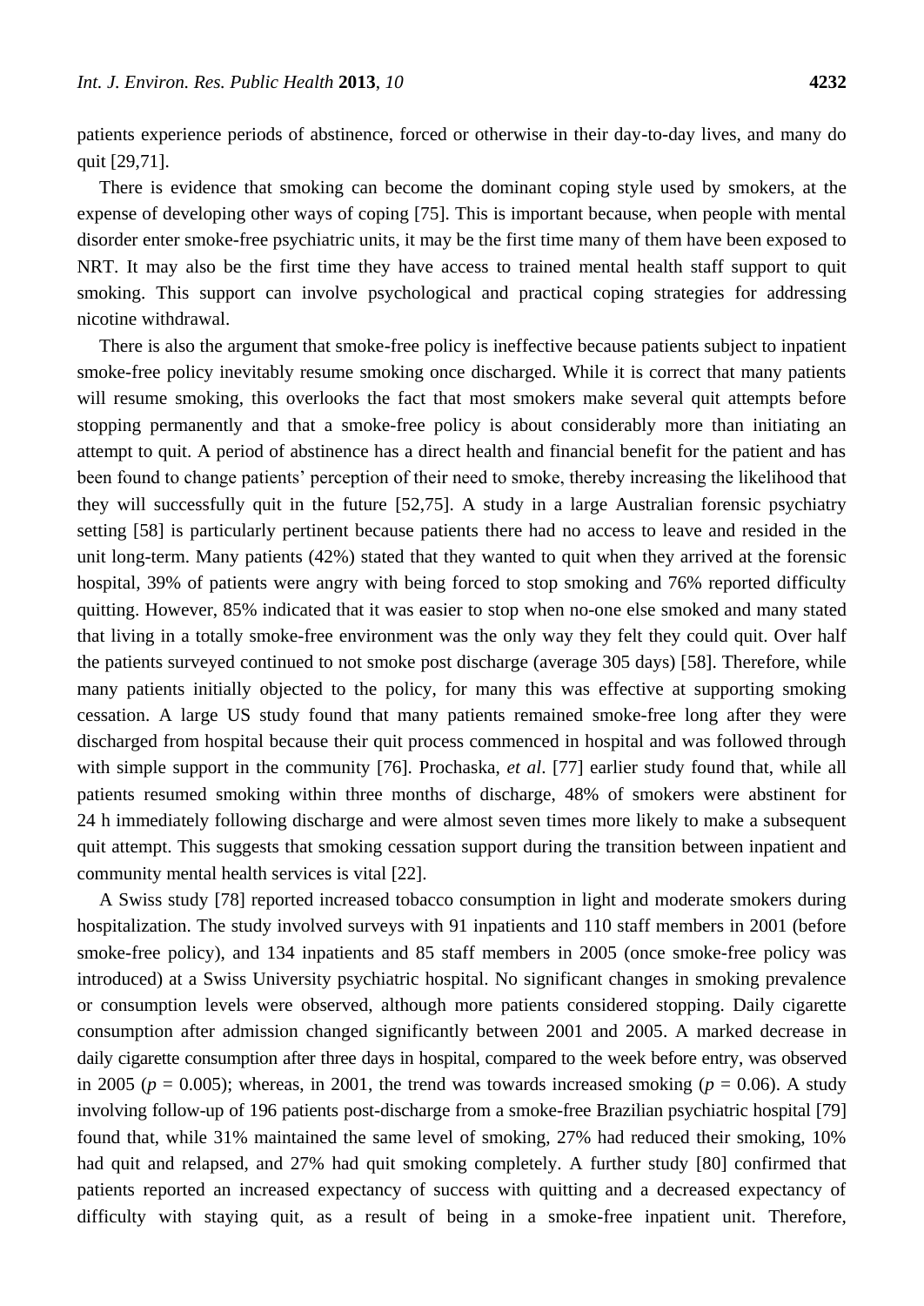patients experience periods of abstinence, forced or otherwise in their day-to-day lives, and many do quit [29,71].

There is evidence that smoking can become the dominant coping style used by smokers, at the expense of developing other ways of coping [75]. This is important because, when people with mental disorder enter smoke-free psychiatric units, it may be the first time many of them have been exposed to NRT. It may also be the first time they have access to trained mental health staff support to quit smoking. This support can involve psychological and practical coping strategies for addressing nicotine withdrawal.

There is also the argument that smoke-free policy is ineffective because patients subject to inpatient smoke-free policy inevitably resume smoking once discharged. While it is correct that many patients will resume smoking, this overlooks the fact that most smokers make several quit attempts before stopping permanently and that a smoke-free policy is about considerably more than initiating an attempt to quit. A period of abstinence has a direct health and financial benefit for the patient and has been found to change patients' perception of their need to smoke, thereby increasing the likelihood that they will successfully quit in the future [52,75]. A study in a large Australian forensic psychiatry setting [58] is particularly pertinent because patients there had no access to leave and resided in the unit long-term. Many patients (42%) stated that they wanted to quit when they arrived at the forensic hospital, 39% of patients were angry with being forced to stop smoking and 76% reported difficulty quitting. However, 85% indicated that it was easier to stop when no-one else smoked and many stated that living in a totally smoke-free environment was the only way they felt they could quit. Over half the patients surveyed continued to not smoke post discharge (average 305 days) [58]. Therefore, while many patients initially objected to the policy, for many this was effective at supporting smoking cessation. A large US study found that many patients remained smoke-free long after they were discharged from hospital because their quit process commenced in hospital and was followed through with simple support in the community [76]. Prochaska, *et al*. [77] earlier study found that, while all patients resumed smoking within three months of discharge, 48% of smokers were abstinent for 24 h immediately following discharge and were almost seven times more likely to make a subsequent quit attempt. This suggests that smoking cessation support during the transition between inpatient and community mental health services is vital [22].

A Swiss study [78] reported increased tobacco consumption in light and moderate smokers during hospitalization. The study involved surveys with 91 inpatients and 110 staff members in 2001 (before smoke-free policy), and 134 inpatients and 85 staff members in 2005 (once smoke-free policy was introduced) at a Swiss University psychiatric hospital. No significant changes in smoking prevalence or consumption levels were observed, although more patients considered stopping. Daily cigarette consumption after admission changed significantly between 2001 and 2005. A marked decrease in daily cigarette consumption after three days in hospital, compared to the week before entry, was observed in 2005 ($p = 0.005$); whereas, in 2001, the trend was towards increased smoking ($p = 0.06$). A study involving follow-up of 196 patients post-discharge from a smoke-free Brazilian psychiatric hospital [79] found that, while 31% maintained the same level of smoking, 27% had reduced their smoking, 10% had quit and relapsed, and 27% had quit smoking completely. A further study [80] confirmed that patients reported an increased expectancy of success with quitting and a decreased expectancy of difficulty with staying quit, as a result of being in a smoke-free inpatient unit. Therefore,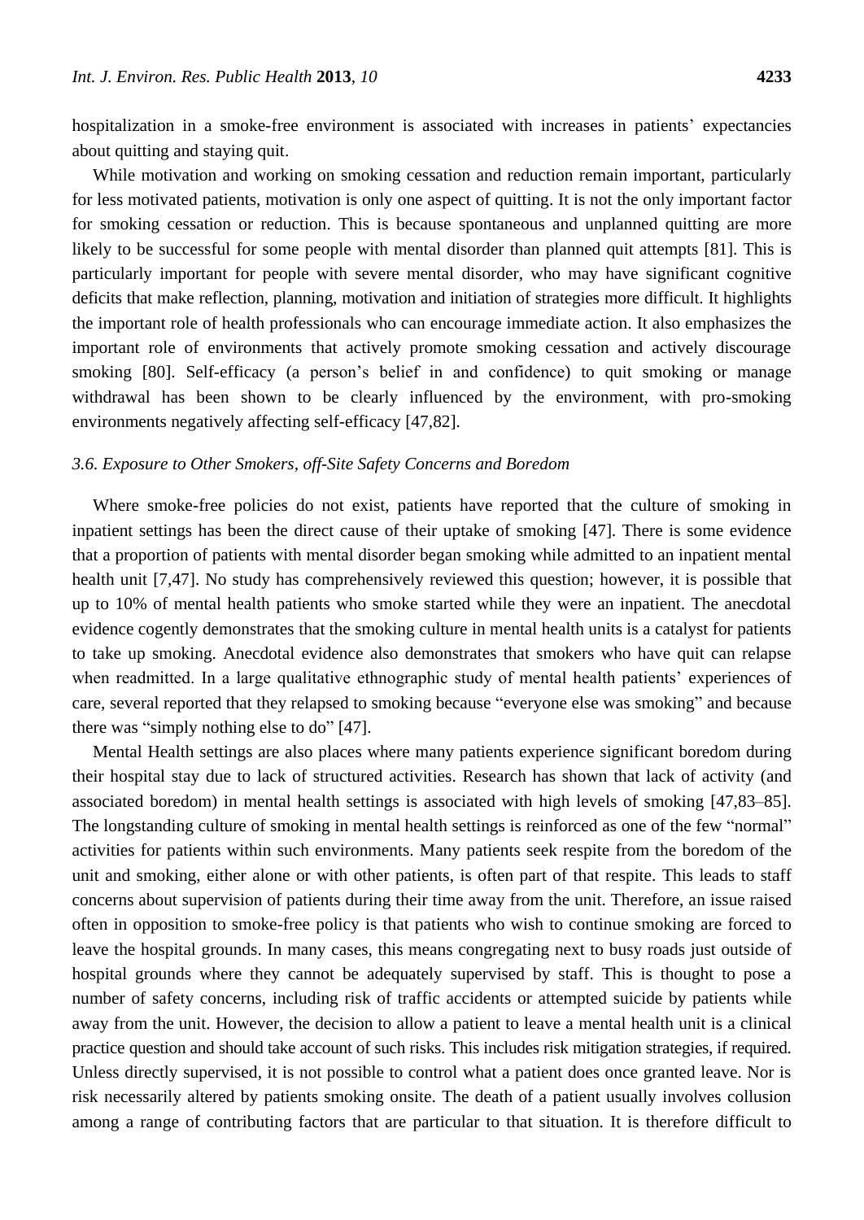hospitalization in a smoke-free environment is associated with increases in patients' expectancies about quitting and staying quit.

While motivation and working on smoking cessation and reduction remain important, particularly for less motivated patients, motivation is only one aspect of quitting. It is not the only important factor for smoking cessation or reduction. This is because spontaneous and unplanned quitting are more likely to be successful for some people with mental disorder than planned quit attempts [81]. This is particularly important for people with severe mental disorder, who may have significant cognitive deficits that make reflection, planning, motivation and initiation of strategies more difficult. It highlights the important role of health professionals who can encourage immediate action. It also emphasizes the important role of environments that actively promote smoking cessation and actively discourage smoking [80]. Self-efficacy (a person's belief in and confidence) to quit smoking or manage withdrawal has been shown to be clearly influenced by the environment, with pro-smoking environments negatively affecting self-efficacy [47,82].

### *3.6. Exposure to Other Smokers, off-Site Safety Concerns and Boredom*

Where smoke-free policies do not exist, patients have reported that the culture of smoking in inpatient settings has been the direct cause of their uptake of smoking [47]. There is some evidence that a proportion of patients with mental disorder began smoking while admitted to an inpatient mental health unit [7,47]. No study has comprehensively reviewed this question; however, it is possible that up to 10% of mental health patients who smoke started while they were an inpatient. The anecdotal evidence cogently demonstrates that the smoking culture in mental health units is a catalyst for patients to take up smoking. Anecdotal evidence also demonstrates that smokers who have quit can relapse when readmitted. In a large qualitative ethnographic study of mental health patients' experiences of care, several reported that they relapsed to smoking because "everyone else was smoking" and because there was "simply nothing else to do" [47].

Mental Health settings are also places where many patients experience significant boredom during their hospital stay due to lack of structured activities. Research has shown that lack of activity (and associated boredom) in mental health settings is associated with high levels of smoking [47,83–85]. The longstanding culture of smoking in mental health settings is reinforced as one of the few "normal" activities for patients within such environments. Many patients seek respite from the boredom of the unit and smoking, either alone or with other patients, is often part of that respite. This leads to staff concerns about supervision of patients during their time away from the unit. Therefore, an issue raised often in opposition to smoke-free policy is that patients who wish to continue smoking are forced to leave the hospital grounds. In many cases, this means congregating next to busy roads just outside of hospital grounds where they cannot be adequately supervised by staff. This is thought to pose a number of safety concerns, including risk of traffic accidents or attempted suicide by patients while away from the unit. However, the decision to allow a patient to leave a mental health unit is a clinical practice question and should take account of such risks. This includes risk mitigation strategies, if required. Unless directly supervised, it is not possible to control what a patient does once granted leave. Nor is risk necessarily altered by patients smoking onsite. The death of a patient usually involves collusion among a range of contributing factors that are particular to that situation. It is therefore difficult to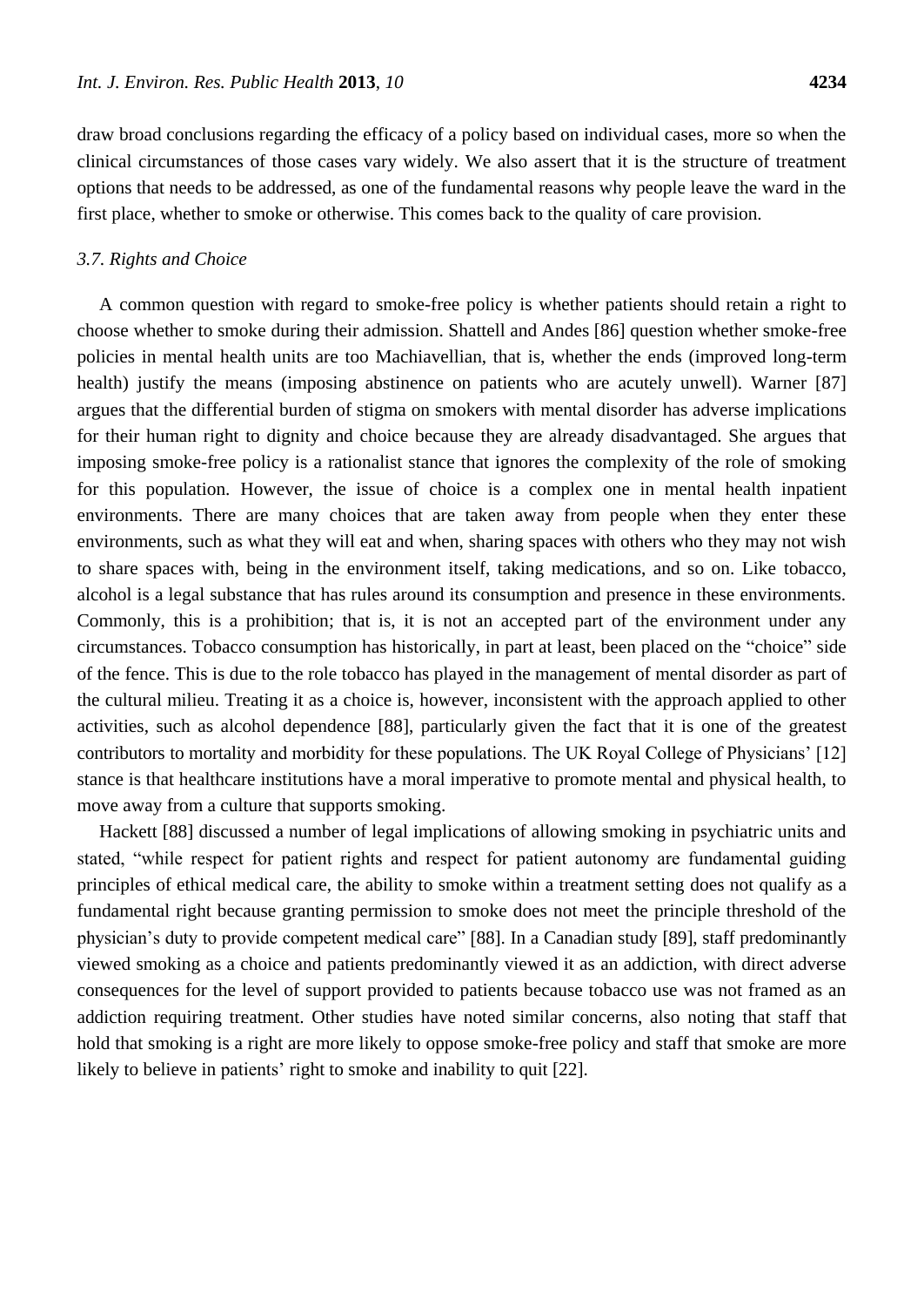draw broad conclusions regarding the efficacy of a policy based on individual cases, more so when the clinical circumstances of those cases vary widely. We also assert that it is the structure of treatment options that needs to be addressed, as one of the fundamental reasons why people leave the ward in the first place, whether to smoke or otherwise. This comes back to the quality of care provision.

### *3.7. Rights and Choice*

A common question with regard to smoke-free policy is whether patients should retain a right to choose whether to smoke during their admission. Shattell and Andes [86] question whether smoke-free policies in mental health units are too Machiavellian, that is, whether the ends (improved long-term health) justify the means (imposing abstinence on patients who are acutely unwell). Warner [87] argues that the differential burden of stigma on smokers with mental disorder has adverse implications for their human right to dignity and choice because they are already disadvantaged. She argues that imposing smoke-free policy is a rationalist stance that ignores the complexity of the role of smoking for this population. However, the issue of choice is a complex one in mental health inpatient environments. There are many choices that are taken away from people when they enter these environments, such as what they will eat and when, sharing spaces with others who they may not wish to share spaces with, being in the environment itself, taking medications, and so on. Like tobacco, alcohol is a legal substance that has rules around its consumption and presence in these environments. Commonly, this is a prohibition; that is, it is not an accepted part of the environment under any circumstances. Tobacco consumption has historically, in part at least, been placed on the "choice" side of the fence. This is due to the role tobacco has played in the management of mental disorder as part of the cultural milieu. Treating it as a choice is, however, inconsistent with the approach applied to other activities, such as alcohol dependence [88], particularly given the fact that it is one of the greatest contributors to mortality and morbidity for these populations. The UK Royal College of Physicians' [12] stance is that healthcare institutions have a moral imperative to promote mental and physical health, to move away from a culture that supports smoking.

Hackett [88] discussed a number of legal implications of allowing smoking in psychiatric units and stated, "while respect for patient rights and respect for patient autonomy are fundamental guiding principles of ethical medical care, the ability to smoke within a treatment setting does not qualify as a fundamental right because granting permission to smoke does not meet the principle threshold of the physician's duty to provide competent medical care" [88]. In a Canadian study [89], staff predominantly viewed smoking as a choice and patients predominantly viewed it as an addiction, with direct adverse consequences for the level of support provided to patients because tobacco use was not framed as an addiction requiring treatment. Other studies have noted similar concerns, also noting that staff that hold that smoking is a right are more likely to oppose smoke-free policy and staff that smoke are more likely to believe in patients' right to smoke and inability to quit [22].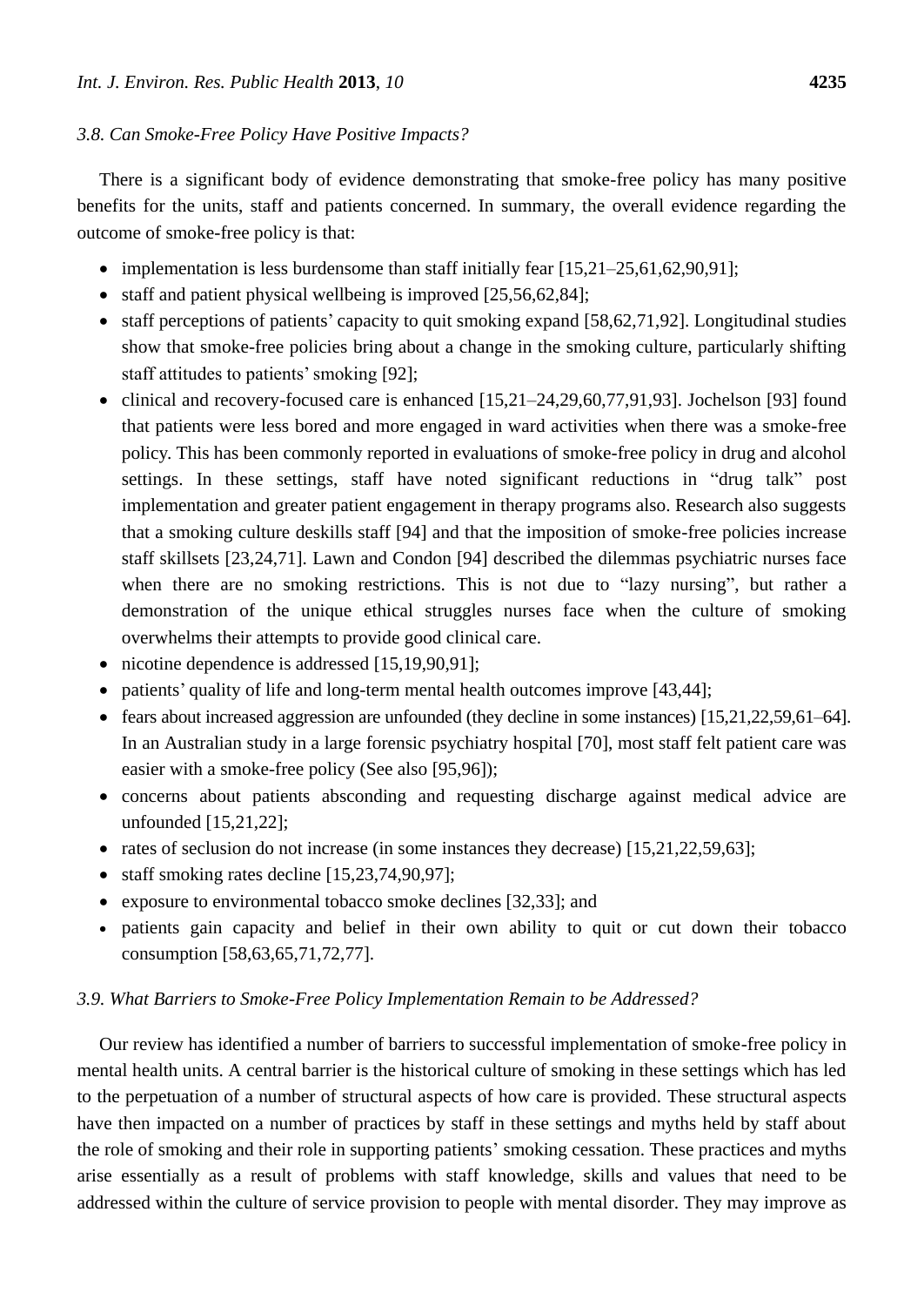### 3.8. Can Smoke-Free Policy Have Positive Impacts?

There is a significant body of evidence demonstrating that smoke-free policy has many positive benefits for the units, staff and patients concerned. In summary, the overall evidence regarding the outcome of smoke-free policy is that:

- implementation is less burdensome than staff initially fear [15,21–25,61,62,90,91];
- staff and patient physical wellbeing is improved [25,56,62,84];
- staff perceptions of patients' capacity to quit smoking expand [58,62,71,92]. Longitudinal studies show that smoke-free policies bring about a change in the smoking culture, particularly shifting staff attitudes to patients' smoking [92];
- clinical and recovery-focused care is enhanced [15,21–24,29,60,77,91,93]. Jochelson [93] found that patients were less bored and more engaged in ward activities when there was a smoke-free policy. This has been commonly reported in evaluations of smoke-free policy in drug and alcohol settings. In these settings, staff have noted significant reductions in "drug talk" post implementation and greater patient engagement in therapy programs also. Research also suggests that a smoking culture deskills staff [94] and that the imposition of smoke-free policies increase staff skillsets [23,24,71]. Lawn and Condon [94] described the dilemmas psychiatric nurses face when there are no smoking restrictions. This is not due to "lazy nursing", but rather a demonstration of the unique ethical struggles nurses face when the culture of smoking overwhelms their attempts to provide good clinical care.
- nicotine dependence is addressed [15,19,90,91];
- patients' quality of life and long-term mental health outcomes improve [43,44];
- fears about increased aggression are unfounded (they decline in some instances) [15,21,22,59,61–64]. In an Australian study in a large forensic psychiatry hospital [70], most staff felt patient care was easier with a smoke-free policy (See also [95,96]);
- concerns about patients absconding and requesting discharge against medical advice are unfounded [15,21,22];
- rates of seclusion do not increase (in some instances they decrease) [15,21,22,59,63];
- staff smoking rates decline [15,23,74,90,97];
- exposure to environmental tobacco smoke declines [32,33]; and
- patients gain capacity and belief in their own ability to quit or cut down their tobacco consumption [58,63,65,71,72,77].

### 3.9. What Barriers to Smoke-Free Policy Implementation Remain to be Addressed?

Our review has identified a number of barriers to successful implementation of smoke-free policy in mental health units. A central barrier is the historical culture of smoking in these settings which has led to the perpetuation of a number of structural aspects of how care is provided. These structural aspects have then impacted on a number of practices by staff in these settings and myths held by staff about the role of smoking and their role in supporting patients' smoking cessation. These practices and myths arise essentially as a result of problems with staff knowledge, skills and values that need to be addressed within the culture of service provision to people with mental disorder. They may improve as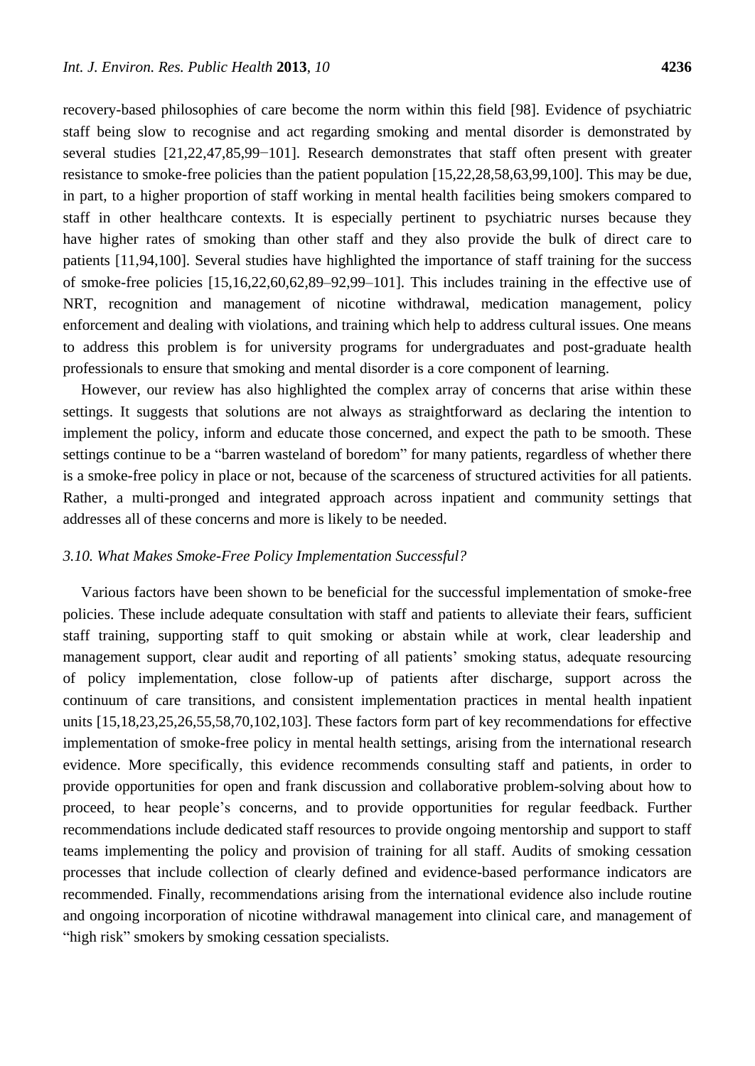recovery-based philosophies of care become the norm within this field [98]. Evidence of psychiatric staff being slow to recognise and act regarding smoking and mental disorder is demonstrated by several studies [21,22,47,85,99−101]. Research demonstrates that staff often present with greater resistance to smoke-free policies than the patient population [15,22,28,58,63,99,100]. This may be due, in part, to a higher proportion of staff working in mental health facilities being smokers compared to staff in other healthcare contexts. It is especially pertinent to psychiatric nurses because they have higher rates of smoking than other staff and they also provide the bulk of direct care to patients [11,94,100]. Several studies have highlighted the importance of staff training for the success of smoke-free policies [15,16,22,60,62,89–92,99–101]. This includes training in the effective use of NRT, recognition and management of nicotine withdrawal, medication management, policy enforcement and dealing with violations, and training which help to address cultural issues. One means to address this problem is for university programs for undergraduates and post-graduate health professionals to ensure that smoking and mental disorder is a core component of learning.

However, our review has also highlighted the complex array of concerns that arise within these settings. It suggests that solutions are not always as straightforward as declaring the intention to implement the policy, inform and educate those concerned, and expect the path to be smooth. These settings continue to be a "barren wasteland of boredom" for many patients, regardless of whether there is a smoke-free policy in place or not, because of the scarceness of structured activities for all patients. Rather, a multi-pronged and integrated approach across inpatient and community settings that addresses all of these concerns and more is likely to be needed.

### *3.10. What Makes Smoke-Free Policy Implementation Successful?*

Various factors have been shown to be beneficial for the successful implementation of smoke-free policies. These include adequate consultation with staff and patients to alleviate their fears, sufficient staff training, supporting staff to quit smoking or abstain while at work, clear leadership and management support, clear audit and reporting of all patients' smoking status, adequate resourcing of policy implementation, close follow-up of patients after discharge, support across the continuum of care transitions, and consistent implementation practices in mental health inpatient units [15,18,23,25,26,55,58,70,102,103]. These factors form part of key recommendations for effective implementation of smoke-free policy in mental health settings, arising from the international research evidence. More specifically, this evidence recommends consulting staff and patients, in order to provide opportunities for open and frank discussion and collaborative problem-solving about how to proceed, to hear people's concerns, and to provide opportunities for regular feedback. Further recommendations include dedicated staff resources to provide ongoing mentorship and support to staff teams implementing the policy and provision of training for all staff. Audits of smoking cessation processes that include collection of clearly defined and evidence-based performance indicators are recommended. Finally, recommendations arising from the international evidence also include routine and ongoing incorporation of nicotine withdrawal management into clinical care, and management of "high risk" smokers by smoking cessation specialists.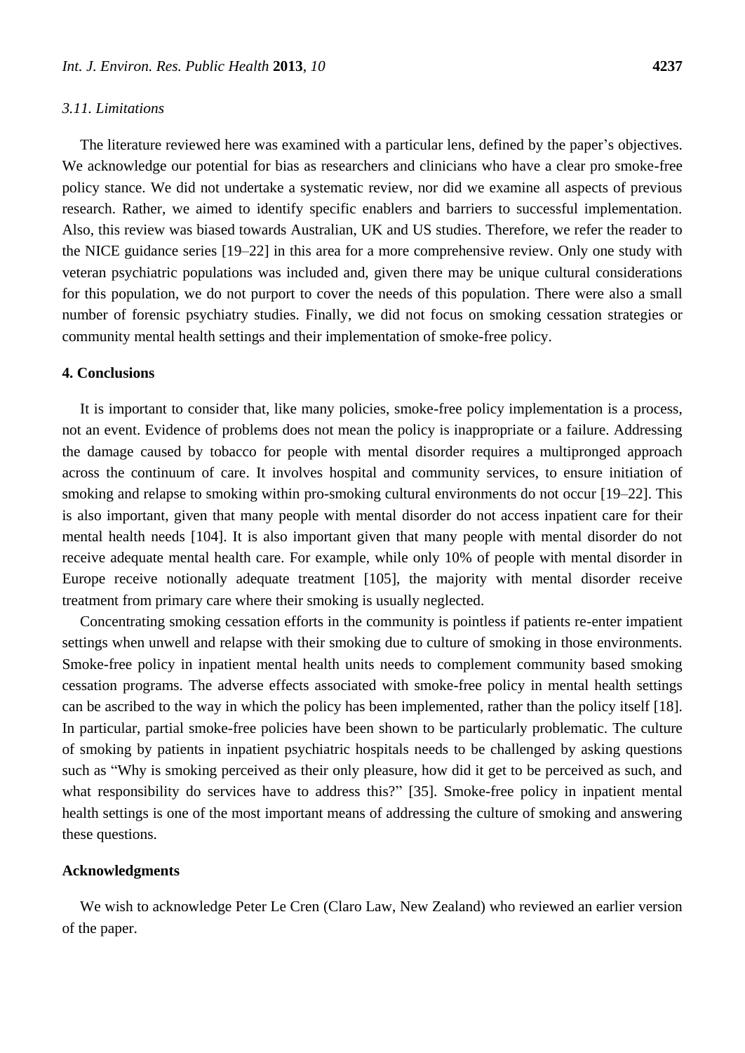### 3.11. Limitations

The literature reviewed here was examined with a particular lens, defined by the paper's objectives. We acknowledge our potential for bias as researchers and clinicians who have a clear pro smoke-free policy stance. We did not undertake a systematic review, nor did we examine all aspects of previous research. Rather, we aimed to identify specific enablers and barriers to successful implementation. Also, this review was biased towards Australian, UK and US studies. Therefore, we refer the reader to the NICE guidance series [19–22] in this area for a more comprehensive review. Only one study with veteran psychiatric populations was included and, given there may be unique cultural considerations for this population, we do not purport to cover the needs of this population. There were also a small number of forensic psychiatry studies. Finally, we did not focus on smoking cessation strategies or community mental health settings and their implementation of smoke-free policy.

## 4. Conclusions

It is important to consider that, like many policies, smoke-free policy implementation is a process, not an event. Evidence of problems does not mean the policy is inappropriate or a failure. Addressing the damage caused by tobacco for people with mental disorder requires a multipronged approach across the continuum of care. It involves hospital and community services, to ensure initiation of smoking and relapse to smoking within pro-smoking cultural environments do not occur [19–22]. This is also important, given that many people with mental disorder do not access inpatient care for their mental health needs [104]. It is also important given that many people with mental disorder do not receive adequate mental health care. For example, while only 10% of people with mental disorder in Europe receive notionally adequate treatment [105], the majority with mental disorder receive treatment from primary care where their smoking is usually neglected.

Concentrating smoking cessation efforts in the community is pointless if patients re-enter impatient settings when unwell and relapse with their smoking due to culture of smoking in those environments. Smoke-free policy in inpatient mental health units needs to complement community based smoking cessation programs. The adverse effects associated with smoke-free policy in mental health settings can be ascribed to the way in which the policy has been implemented, rather than the policy itself [18]. In particular, partial smoke-free policies have been shown to be particularly problematic. The culture of smoking by patients in inpatient psychiatric hospitals needs to be challenged by asking questions such as "Why is smoking perceived as their only pleasure, how did it get to be perceived as such, and what responsibility do services have to address this?" [35]. Smoke-free policy in inpatient mental health settings is one of the most important means of addressing the culture of smoking and answering these questions.

## Acknowledgments

We wish to acknowledge Peter Le Cren (Claro Law, New Zealand) who reviewed an earlier version of the paper.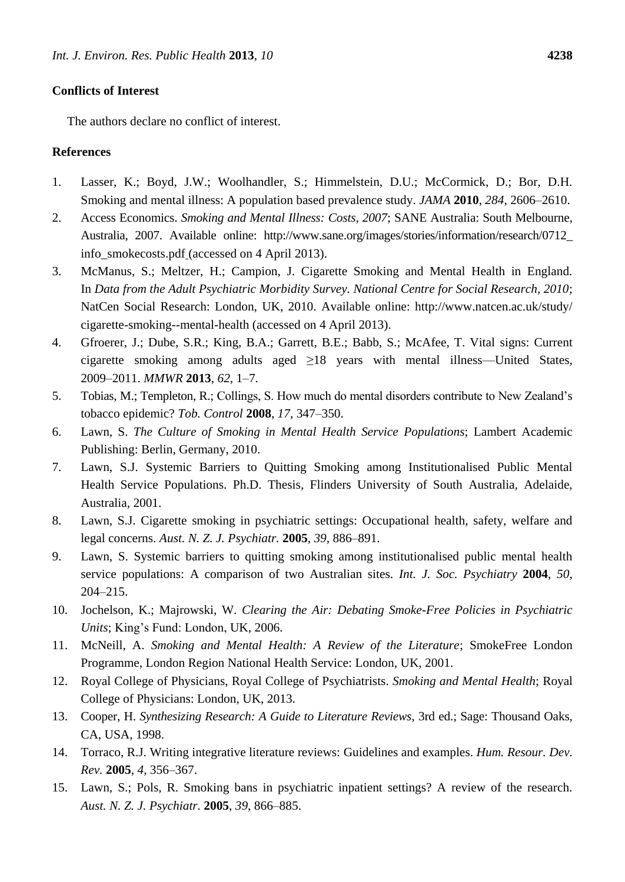## Conflicts of Interest

The authors declare no conflict of interest.

## References

1. Lasser, K.; Boyd, J.W.; Woolhandler, S.; Himmelstein, D.U.; McCormick, D.; Bor, D.H. Smoking and mental illness: A population based prevalence study. *JAMA* **2010**, *284*, 2606–2610.
2. Access Economics. *Smoking and Mental Illness: Costs, 2007*; SANE Australia: South Melbourne, Australia, 2007. Available online: http://www.sane.org/images/stories/information/research/0712_info_smokecosts.pdf (accessed on 4 April 2013).
3. McManus, S.; Meltzer, H.; Campion, J. Cigarette Smoking and Mental Health in England. In *Data from the Adult Psychiatric Morbidity Survey. National Centre for Social Research, 2010*; NatCen Social Research: London, UK, 2010. Available online: http://www.natcen.ac.uk/study/cigarette-smoking--mental-health (accessed on 4 April 2013).
4. Gfroerer, J.; Dube, S.R.; King, B.A.; Garrett, B.E.; Babb, S.; McAfee, T. Vital signs: Current cigarette smoking among adults aged ≥18 years with mental illness—United States, 2009–2011. *MMWR* **2013**, *62*, 1–7.
5. Tobias, M.; Templeton, R.; Collings, S. How much do mental disorders contribute to New Zealand's tobacco epidemic? *Tob. Control* **2008**, *17*, 347–350.
6. Lawn, S. *The Culture of Smoking in Mental Health Service Populations*; Lambert Academic Publishing: Berlin, Germany, 2010.
7. Lawn, S.J. Systemic Barriers to Quitting Smoking among Institutionalised Public Mental Health Service Populations. Ph.D. Thesis, Flinders University of South Australia, Adelaide, Australia, 2001.
8. Lawn, S.J. Cigarette smoking in psychiatric settings: Occupational health, safety, welfare and legal concerns. *Aust. N. Z. J. Psychiatr.* **2005**, *39*, 886–891.
9. Lawn, S. Systemic barriers to quitting smoking among institutionalised public mental health service populations: A comparison of two Australian sites. *Int. J. Soc. Psychiatry* **2004**, *50*, 204–215.
10. Jochelson, K.; Majrowski, W. *Clearing the Air: Debating Smoke-Free Policies in Psychiatric Units*; King's Fund: London, UK, 2006.
11. McNeill, A. *Smoking and Mental Health: A Review of the Literature*; SmokeFree London Programme, London Region National Health Service: London, UK, 2001.
12. Royal College of Physicians, Royal College of Psychiatrists. *Smoking and Mental Health*; Royal College of Physicians: London, UK, 2013.
13. Cooper, H. *Synthesizing Research: A Guide to Literature Reviews*, 3rd ed.; Sage: Thousand Oaks, CA, USA, 1998.
14. Torraco, R.J. Writing integrative literature reviews: Guidelines and examples. *Hum. Resour. Dev. Rev.* **2005**, *4*, 356–367.
15. Lawn, S.; Pols, R. Smoking bans in psychiatric inpatient settings? A review of the research. *Aust. N. Z. J. Psychiatr.* **2005**, *39*, 866–885.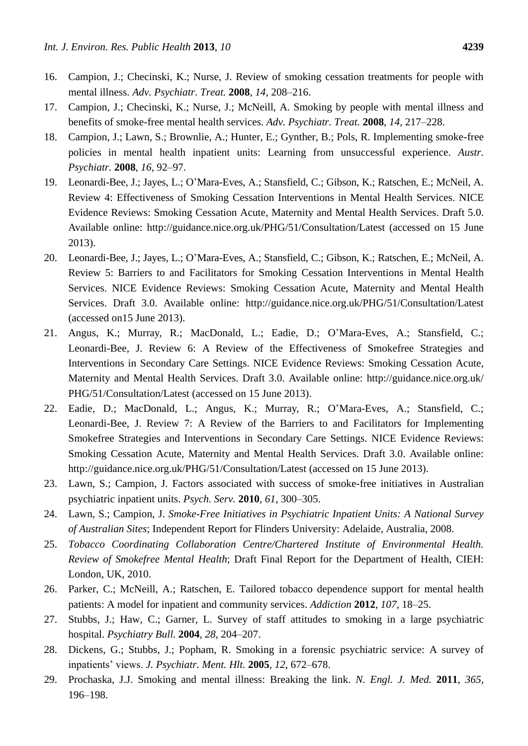16. Campion, J.; Checinski, K.; Nurse, J. Review of smoking cessation treatments for people with mental illness. *Adv. Psychiatr. Treat.* **2008**, *14*, 208–216.
17. Campion, J.; Checinski, K.; Nurse, J.; McNeill, A. Smoking by people with mental illness and benefits of smoke-free mental health services. *Adv. Psychiatr. Treat.* **2008**, *14*, 217–228.
18. Campion, J.; Lawn, S.; Brownlie, A.; Hunter, E.; Gynther, B.; Pols, R. Implementing smoke-free policies in mental health inpatient units: Learning from unsuccessful experience. *Austr. Psychiatr.* **2008**, *16*, 92–97.
19. Leonardi-Bee, J.; Jayes, L.; O'Mara-Eves, A.; Stansfield, C.; Gibson, K.; Ratschen, E.; McNeil, A. Review 4: Effectiveness of Smoking Cessation Interventions in Mental Health Services. NICE Evidence Reviews: Smoking Cessation Acute, Maternity and Mental Health Services. Draft 5.0. Available online: http://guidance.nice.org.uk/PHG/51/Consultation/Latest (accessed on 15 June 2013).
20. Leonardi-Bee, J.; Jayes, L.; O'Mara-Eves, A.; Stansfield, C.; Gibson, K.; Ratschen, E.; McNeil, A. Review 5: Barriers to and Facilitators for Smoking Cessation Interventions in Mental Health Services. NICE Evidence Reviews: Smoking Cessation Acute, Maternity and Mental Health Services. Draft 3.0. Available online: http://guidance.nice.org.uk/PHG/51/Consultation/Latest (accessed on15 June 2013).
21. Angus, K.; Murray, R.; MacDonald, L.; Eadie, D.; O'Mara-Eves, A.; Stansfield, C.; Leonardi-Bee, J. Review 6: A Review of the Effectiveness of Smokefree Strategies and Interventions in Secondary Care Settings. NICE Evidence Reviews: Smoking Cessation Acute, Maternity and Mental Health Services. Draft 3.0. Available online: http://guidance.nice.org.uk/ PHG/51/Consultation/Latest (accessed on 15 June 2013).
22. Eadie, D.; MacDonald, L.; Angus, K.; Murray, R.; O'Mara-Eves, A.; Stansfield, C.; Leonardi-Bee, J. Review 7: A Review of the Barriers to and Facilitators for Implementing Smokefree Strategies and Interventions in Secondary Care Settings. NICE Evidence Reviews: Smoking Cessation Acute, Maternity and Mental Health Services. Draft 3.0. Available online: http://guidance.nice.org.uk/PHG/51/Consultation/Latest (accessed on 15 June 2013).
23. Lawn, S.; Campion, J. Factors associated with success of smoke-free initiatives in Australian psychiatric inpatient units. *Psych. Serv.* **2010**, *61*, 300–305.
24. Lawn, S.; Campion, J. *Smoke-Free Initiatives in Psychiatric Inpatient Units: A National Survey of Australian Sites*; Independent Report for Flinders University: Adelaide, Australia, 2008.
25. *Tobacco Coordinating Collaboration Centre/Chartered Institute of Environmental Health. Review of Smokefree Mental Health*; Draft Final Report for the Department of Health, CIEH: London, UK, 2010.
26. Parker, C.; McNeill, A.; Ratschen, E. Tailored tobacco dependence support for mental health patients: A model for inpatient and community services. *Addiction* **2012**, *107*, 18–25.
27. Stubbs, J.; Haw, C.; Garner, L. Survey of staff attitudes to smoking in a large psychiatric hospital. *Psychiatry Bull.* **2004**, *28*, 204–207.
28. Dickens, G.; Stubbs, J.; Popham, R. Smoking in a forensic psychiatric service: A survey of inpatients' views. *J. Psychiatr. Ment. Hlt.* **2005**, *12*, 672–678.
29. Prochaska, J.J. Smoking and mental illness: Breaking the link. *N. Engl. J. Med.* **2011**, *365*, 196–198.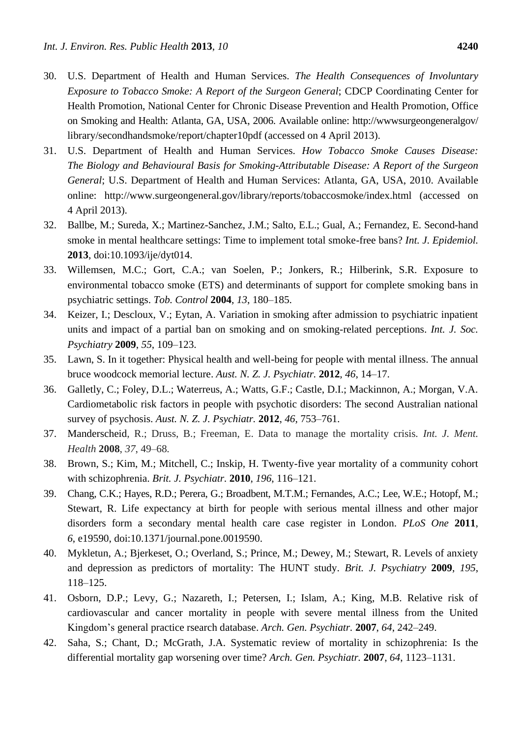30. U.S. Department of Health and Human Services. *The Health Consequences of Involuntary Exposure to Tobacco Smoke: A Report of the Surgeon General*; CDCP Coordinating Center for Health Promotion, National Center for Chronic Disease Prevention and Health Promotion, Office on Smoking and Health: Atlanta, GA, USA, 2006. Available online: http://wwwsurgeongeneralgov/library/secondhandsmoke/report/chapter10pdf (accessed on 4 April 2013).
31. U.S. Department of Health and Human Services. *How Tobacco Smoke Causes Disease: The Biology and Behavioural Basis for Smoking-Attributable Disease: A Report of the Surgeon General*; U.S. Department of Health and Human Services: Atlanta, GA, USA, 2010. Available online: http://www.surgeongeneral.gov/library/reports/tobaccosmoke/index.html (accessed on 4 April 2013).
32. Ballbe, M.; Sureda, X.; Martinez-Sanchez, J.M.; Salto, E.L.; Gual, A.; Fernandez, E. Second-hand smoke in mental healthcare settings: Time to implement total smoke-free bans? *Int. J. Epidemiol.* **2013**, doi:10.1093/ije/dyt014.
33. Willemsen, M.C.; Gort, C.A.; van Soelen, P.; Jonkers, R.; Hilberink, S.R. Exposure to environmental tobacco smoke (ETS) and determinants of support for complete smoking bans in psychiatric settings. *Tob. Control* **2004**, *13*, 180–185.
34. Keizer, I.; Descloux, V.; Eytan, A. Variation in smoking after admission to psychiatric inpatient units and impact of a partial ban on smoking and on smoking-related perceptions. *Int. J. Soc. Psychiatry* **2009**, *55*, 109–123.
35. Lawn, S. In it together: Physical health and well-being for people with mental illness. The annual bruce woodcock memorial lecture. *Aust. N. Z. J. Psychiatr.* **2012**, *46*, 14–17.
36. Galletly, C.; Foley, D.L.; Waterreus, A.; Watts, G.F.; Castle, D.I.; Mackinnon, A.; Morgan, V.A. Cardiometabolic risk factors in people with psychotic disorders: The second Australian national survey of psychosis. *Aust. N. Z. J. Psychiatr.* **2012**, *46*, 753–761.
37. Manderscheid, R.; Druss, B.; Freeman, E. Data to manage the mortality crisis. *Int. J. Ment. Health* **2008**, *37*, 49–68.
38. Brown, S.; Kim, M.; Mitchell, C.; Inskip, H. Twenty-five year mortality of a community cohort with schizophrenia. *Brit. J. Psychiatr.* **2010**, *196*, 116–121.
39. Chang, C.K.; Hayes, R.D.; Perera, G.; Broadbent, M.T.M.; Fernandes, A.C.; Lee, W.E.; Hotopf, M.; Stewart, R. Life expectancy at birth for people with serious mental illness and other major disorders form a secondary mental health care case register in London. *PLoS One* **2011**, *6*, e19590, doi:10.1371/journal.pone.0019590.
40. Mykletun, A.; Bjerkeset, O.; Overland, S.; Prince, M.; Dewey, M.; Stewart, R. Levels of anxiety and depression as predictors of mortality: The HUNT study. *Brit. J. Psychiatry* **2009**, *195*, 118–125.
41. Osborn, D.P.; Levy, G.; Nazareth, I.; Petersen, I.; Islam, A.; King, M.B. Relative risk of cardiovascular and cancer mortality in people with severe mental illness from the United Kingdom's general practice rsearch database. *Arch. Gen. Psychiatr.* **2007**, *64*, 242–249.
42. Saha, S.; Chant, D.; McGrath, J.A. Systematic review of mortality in schizophrenia: Is the differential mortality gap worsening over time? *Arch. Gen. Psychiatr.* **2007**, *64*, 1123–1131.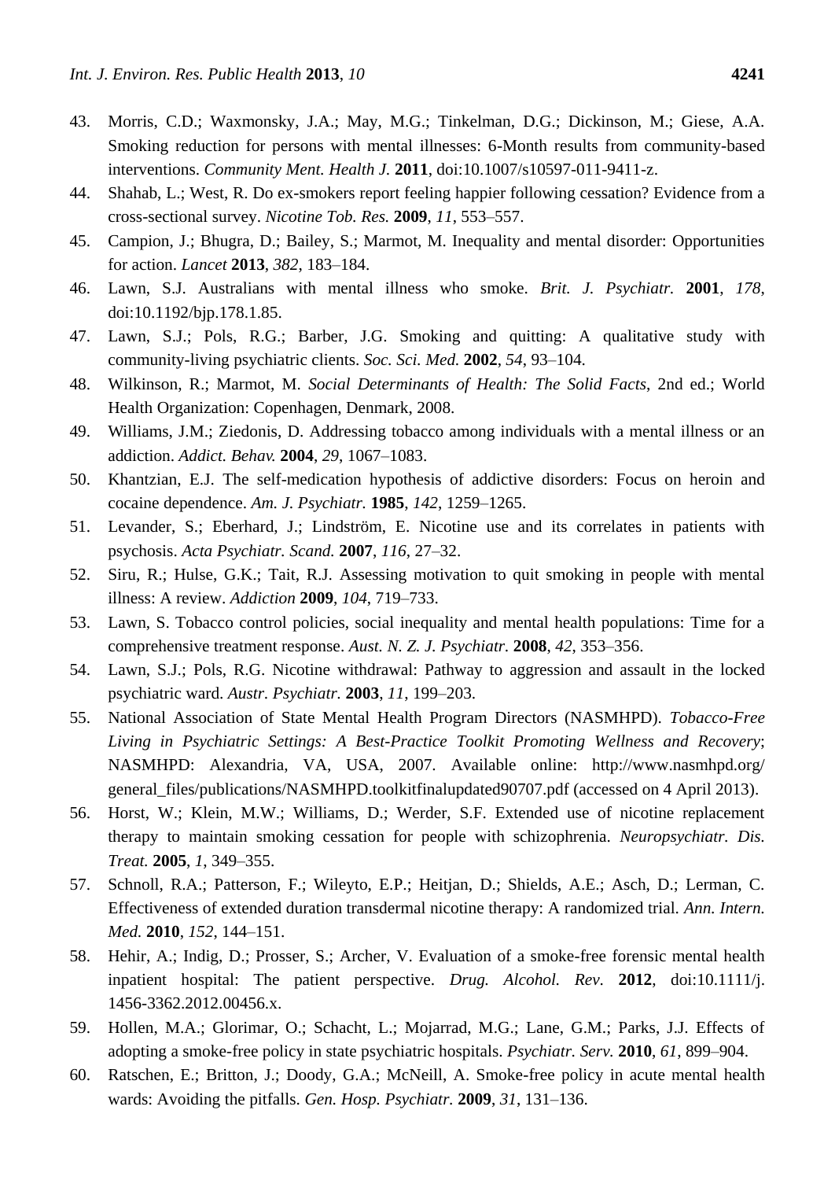43. Morris, C.D.; Waxmonsky, J.A.; May, M.G.; Tinkelman, D.G.; Dickinson, M.; Giese, A.A. Smoking reduction for persons with mental illnesses: 6-Month results from community-based interventions. *Community Ment. Health J.* **2011**, doi:10.1007/s10597-011-9411-z.
44. Shahab, L.; West, R. Do ex-smokers report feeling happier following cessation? Evidence from a cross-sectional survey. *Nicotine Tob. Res.* **2009**, *11*, 553–557.
45. Campion, J.; Bhugra, D.; Bailey, S.; Marmot, M. Inequality and mental disorder: Opportunities for action. *Lancet* **2013**, *382*, 183–184.
46. Lawn, S.J. Australians with mental illness who smoke. *Brit. J. Psychiatr.* **2001**, *178*, doi:10.1192/bjp.178.1.85.
47. Lawn, S.J.; Pols, R.G.; Barber, J.G. Smoking and quitting: A qualitative study with community-living psychiatric clients. *Soc. Sci. Med.* **2002**, *54*, 93–104.
48. Wilkinson, R.; Marmot, M. *Social Determinants of Health: The Solid Facts*, 2nd ed.; World Health Organization: Copenhagen, Denmark, 2008.
49. Williams, J.M.; Ziedonis, D. Addressing tobacco among individuals with a mental illness or an addiction. *Addict. Behav.* **2004**, *29*, 1067–1083.
50. Khantzian, E.J. The self-medication hypothesis of addictive disorders: Focus on heroin and cocaine dependence. *Am. J. Psychiatr.* **1985**, *142*, 1259–1265.
51. Levander, S.; Eberhard, J.; Lindström, E. Nicotine use and its correlates in patients with psychosis. *Acta Psychiatr. Scand.* **2007**, *116*, 27–32.
52. Siru, R.; Hulse, G.K.; Tait, R.J. Assessing motivation to quit smoking in people with mental illness: A review. *Addiction* **2009**, *104*, 719–733.
53. Lawn, S. Tobacco control policies, social inequality and mental health populations: Time for a comprehensive treatment response. *Aust. N. Z. J. Psychiatr.* **2008**, *42*, 353–356.
54. Lawn, S.J.; Pols, R.G. Nicotine withdrawal: Pathway to aggression and assault in the locked psychiatric ward. *Austr. Psychiatr.* **2003**, *11*, 199–203.
55. National Association of State Mental Health Program Directors (NASMHPD). *Tobacco-Free Living in Psychiatric Settings: A Best-Practice Toolkit Promoting Wellness and Recovery*; NASMHPD: Alexandria, VA, USA, 2007. Available online: http://www.nasmhpd.org/general_files/publications/NASMHPD.toolkitfinalupdated90707.pdf (accessed on 4 April 2013).
56. Horst, W.; Klein, M.W.; Williams, D.; Werder, S.F. Extended use of nicotine replacement therapy to maintain smoking cessation for people with schizophrenia. *Neuropsychiatr. Dis. Treat.* **2005**, *1*, 349–355.
57. Schnoll, R.A.; Patterson, F.; Wileyto, E.P.; Heitjan, D.; Shields, A.E.; Asch, D.; Lerman, C. Effectiveness of extended duration transdermal nicotine therapy: A randomized trial. *Ann. Intern. Med.* **2010**, *152*, 144–151.
58. Hehir, A.; Indig, D.; Prosser, S.; Archer, V. Evaluation of a smoke-free forensic mental health inpatient hospital: The patient perspective. *Drug. Alcohol. Rev.* **2012**, doi:10.1111/j.1456-3362.2012.00456.x.
59. Hollen, M.A.; Glorimar, O.; Schacht, L.; Mojarrad, M.G.; Lane, G.M.; Parks, J.J. Effects of adopting a smoke-free policy in state psychiatric hospitals. *Psychiatr. Serv.* **2010**, *61*, 899–904.
60. Ratschen, E.; Britton, J.; Doody, G.A.; McNeill, A. Smoke-free policy in acute mental health wards: Avoiding the pitfalls. *Gen. Hosp. Psychiatr.* **2009**, *31*, 131–136.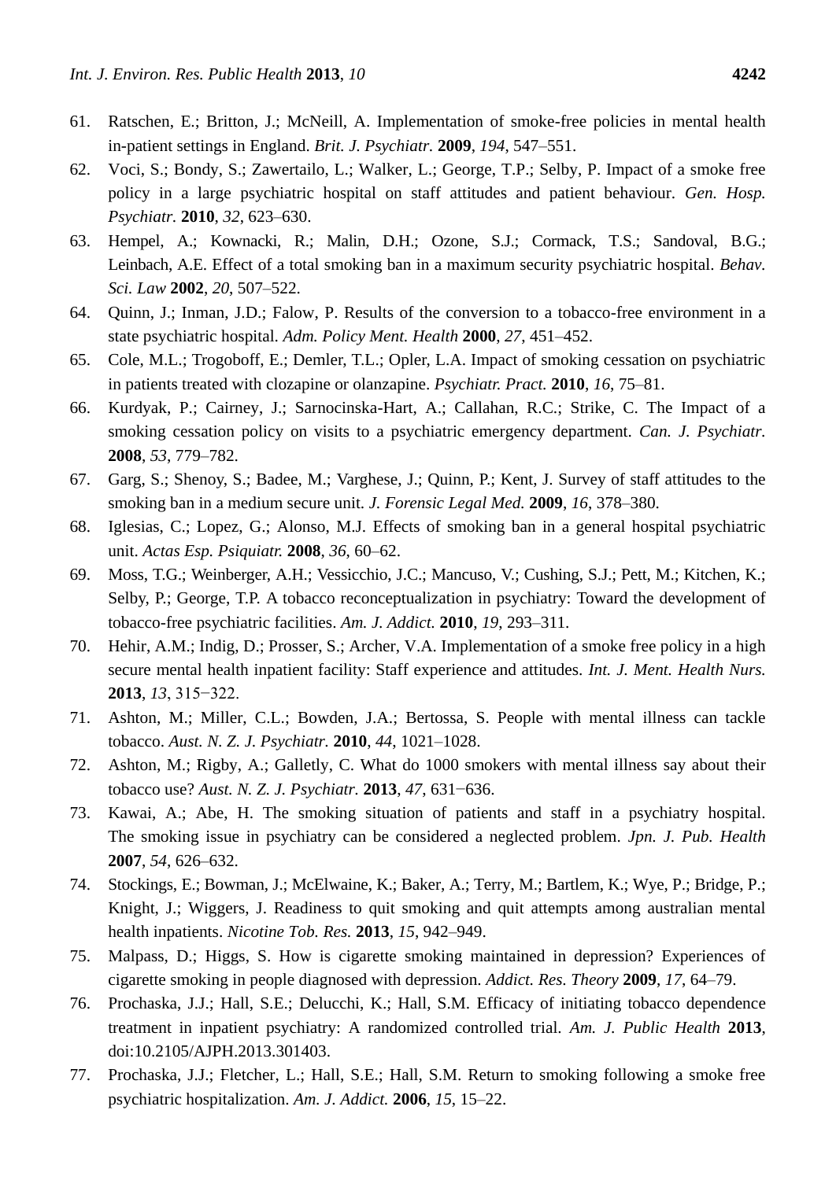61. Ratschen, E.; Britton, J.; McNeill, A. Implementation of smoke-free policies in mental health in-patient settings in England. *Brit. J. Psychiatr.* **2009**, *194*, 547–551.
62. Voci, S.; Bondy, S.; Zawertailo, L.; Walker, L.; George, T.P.; Selby, P. Impact of a smoke free policy in a large psychiatric hospital on staff attitudes and patient behaviour. *Gen. Hosp. Psychiatr.* **2010**, *32*, 623–630.
63. Hempel, A.; Kownacki, R.; Malin, D.H.; Ozone, S.J.; Cormack, T.S.; Sandoval, B.G.; Leinbach, A.E. Effect of a total smoking ban in a maximum security psychiatric hospital. *Behav. Sci. Law* **2002**, *20*, 507–522.
64. Quinn, J.; Inman, J.D.; Falow, P. Results of the conversion to a tobacco-free environment in a state psychiatric hospital. *Adm. Policy Ment. Health* **2000**, *27*, 451–452.
65. Cole, M.L.; Trogoboff, E.; Demler, T.L.; Opler, L.A. Impact of smoking cessation on psychiatric in patients treated with clozapine or olanzapine. *Psychiatr. Pract.* **2010**, *16*, 75–81.
66. Kurdyak, P.; Cairney, J.; Sarnocinska-Hart, A.; Callahan, R.C.; Strike, C. The Impact of a smoking cessation policy on visits to a psychiatric emergency department. *Can. J. Psychiatr.* **2008**, *53*, 779–782.
67. Garg, S.; Shenoy, S.; Badee, M.; Varghese, J.; Quinn, P.; Kent, J. Survey of staff attitudes to the smoking ban in a medium secure unit. *J. Forensic Legal Med.* **2009**, *16*, 378–380.
68. Iglesias, C.; Lopez, G.; Alonso, M.J. Effects of smoking ban in a general hospital psychiatric unit. *Actas Esp. Psiquiatr.* **2008**, *36*, 60–62.
69. Moss, T.G.; Weinberger, A.H.; Vessicchio, J.C.; Mancuso, V.; Cushing, S.J.; Pett, M.; Kitchen, K.; Selby, P.; George, T.P. A tobacco reconceptualization in psychiatry: Toward the development of tobacco-free psychiatric facilities. *Am. J. Addict.* **2010**, *19*, 293–311.
70. Hehir, A.M.; Indig, D.; Prosser, S.; Archer, V.A. Implementation of a smoke free policy in a high secure mental health inpatient facility: Staff experience and attitudes. *Int. J. Ment. Health Nurs.* **2013**, *13*, 315−322.
71. Ashton, M.; Miller, C.L.; Bowden, J.A.; Bertossa, S. People with mental illness can tackle tobacco. *Aust. N. Z. J. Psychiatr.* **2010**, *44*, 1021–1028.
72. Ashton, M.; Rigby, A.; Galletly, C. What do 1000 smokers with mental illness say about their tobacco use? *Aust. N. Z. J. Psychiatr.* **2013**, *47*, 631−636.
73. Kawai, A.; Abe, H. The smoking situation of patients and staff in a psychiatry hospital. The smoking issue in psychiatry can be considered a neglected problem. *Jpn. J. Pub. Health* **2007**, *54*, 626–632.
74. Stockings, E.; Bowman, J.; McElwaine, K.; Baker, A.; Terry, M.; Bartlem, K.; Wye, P.; Bridge, P.; Knight, J.; Wiggers, J. Readiness to quit smoking and quit attempts among australian mental health inpatients. *Nicotine Tob. Res.* **2013**, *15*, 942–949.
75. Malpass, D.; Higgs, S. How is cigarette smoking maintained in depression? Experiences of cigarette smoking in people diagnosed with depression. *Addict. Res. Theory* **2009**, *17*, 64–79.
76. Prochaska, J.J.; Hall, S.E.; Delucchi, K.; Hall, S.M. Efficacy of initiating tobacco dependence treatment in inpatient psychiatry: A randomized controlled trial. *Am. J. Public Health* **2013**, doi:10.2105/AJPH.2013.301403.
77. Prochaska, J.J.; Fletcher, L.; Hall, S.E.; Hall, S.M. Return to smoking following a smoke free psychiatric hospitalization. *Am. J. Addict.* **2006**, *15*, 15–22.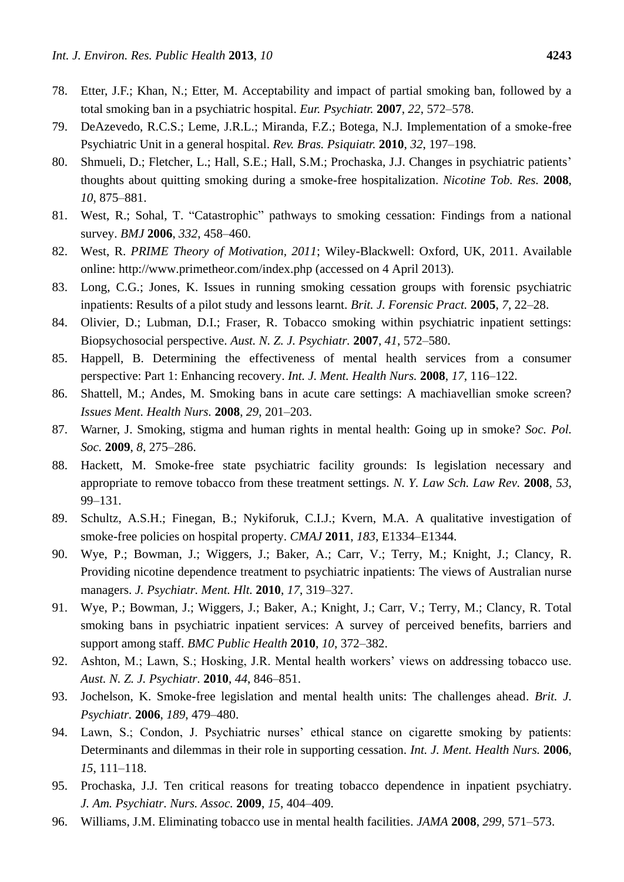78. Etter, J.F.; Khan, N.; Etter, M. Acceptability and impact of partial smoking ban, followed by a total smoking ban in a psychiatric hospital. *Eur. Psychiatr.* **2007**, *22*, 572–578.
79. DeAzevedo, R.C.S.; Leme, J.R.L.; Miranda, F.Z.; Botega, N.J. Implementation of a smoke-free Psychiatric Unit in a general hospital. *Rev. Bras. Psiquiatr.* **2010**, *32*, 197–198.
80. Shmueli, D.; Fletcher, L.; Hall, S.E.; Hall, S.M.; Prochaska, J.J. Changes in psychiatric patients' thoughts about quitting smoking during a smoke-free hospitalization. *Nicotine Tob. Res.* **2008**, *10*, 875–881.
81. West, R.; Sohal, T. "Catastrophic" pathways to smoking cessation: Findings from a national survey. *BMJ* **2006**, *332*, 458–460.
82. West, R. *PRIME Theory of Motivation, 2011*; Wiley-Blackwell: Oxford, UK, 2011. Available online: http://www.primetheor.com/index.php (accessed on 4 April 2013).
83. Long, C.G.; Jones, K. Issues in running smoking cessation groups with forensic psychiatric inpatients: Results of a pilot study and lessons learnt. *Brit. J. Forensic Pract.* **2005**, *7*, 22–28.
84. Olivier, D.; Lubman, D.I.; Fraser, R. Tobacco smoking within psychiatric inpatient settings: Biopsychosocial perspective. *Aust. N. Z. J. Psychiatr.* **2007**, *41*, 572–580.
85. Happell, B. Determining the effectiveness of mental health services from a consumer perspective: Part 1: Enhancing recovery. *Int. J. Ment. Health Nurs.* **2008**, *17*, 116–122.
86. Shattell, M.; Andes, M. Smoking bans in acute care settings: A machiavellian smoke screen? *Issues Ment. Health Nurs.* **2008**, *29*, 201–203.
87. Warner, J. Smoking, stigma and human rights in mental health: Going up in smoke? *Soc. Pol. Soc.* **2009**, *8*, 275–286.
88. Hackett, M. Smoke-free state psychiatric facility grounds: Is legislation necessary and appropriate to remove tobacco from these treatment settings. *N. Y. Law Sch. Law Rev.* **2008**, *53*, 99–131.
89. Schultz, A.S.H.; Finegan, B.; Nykiforuk, C.I.J.; Kvern, M.A. A qualitative investigation of smoke-free policies on hospital property. *CMAJ* **2011**, *183*, E1334–E1344.
90. Wye, P.; Bowman, J.; Wiggers, J.; Baker, A.; Carr, V.; Terry, M.; Knight, J.; Clancy, R. Providing nicotine dependence treatment to psychiatric inpatients: The views of Australian nurse managers. *J. Psychiatr. Ment. Hlt.* **2010**, *17*, 319–327.
91. Wye, P.; Bowman, J.; Wiggers, J.; Baker, A.; Knight, J.; Carr, V.; Terry, M.; Clancy, R. Total smoking bans in psychiatric inpatient services: A survey of perceived benefits, barriers and support among staff. *BMC Public Health* **2010**, *10*, 372–382.
92. Ashton, M.; Lawn, S.; Hosking, J.R. Mental health workers' views on addressing tobacco use. *Aust. N. Z. J. Psychiatr.* **2010**, *44*, 846–851.
93. Jochelson, K. Smoke-free legislation and mental health units: The challenges ahead. *Brit. J. Psychiatr.* **2006**, *189*, 479–480.
94. Lawn, S.; Condon, J. Psychiatric nurses' ethical stance on cigarette smoking by patients: Determinants and dilemmas in their role in supporting cessation. *Int. J. Ment. Health Nurs.* **2006**, *15*, 111–118.
95. Prochaska, J.J. Ten critical reasons for treating tobacco dependence in inpatient psychiatry. *J. Am. Psychiatr. Nurs. Assoc.* **2009**, *15*, 404–409.
96. Williams, J.M. Eliminating tobacco use in mental health facilities. *JAMA* **2008**, *299*, 571–573.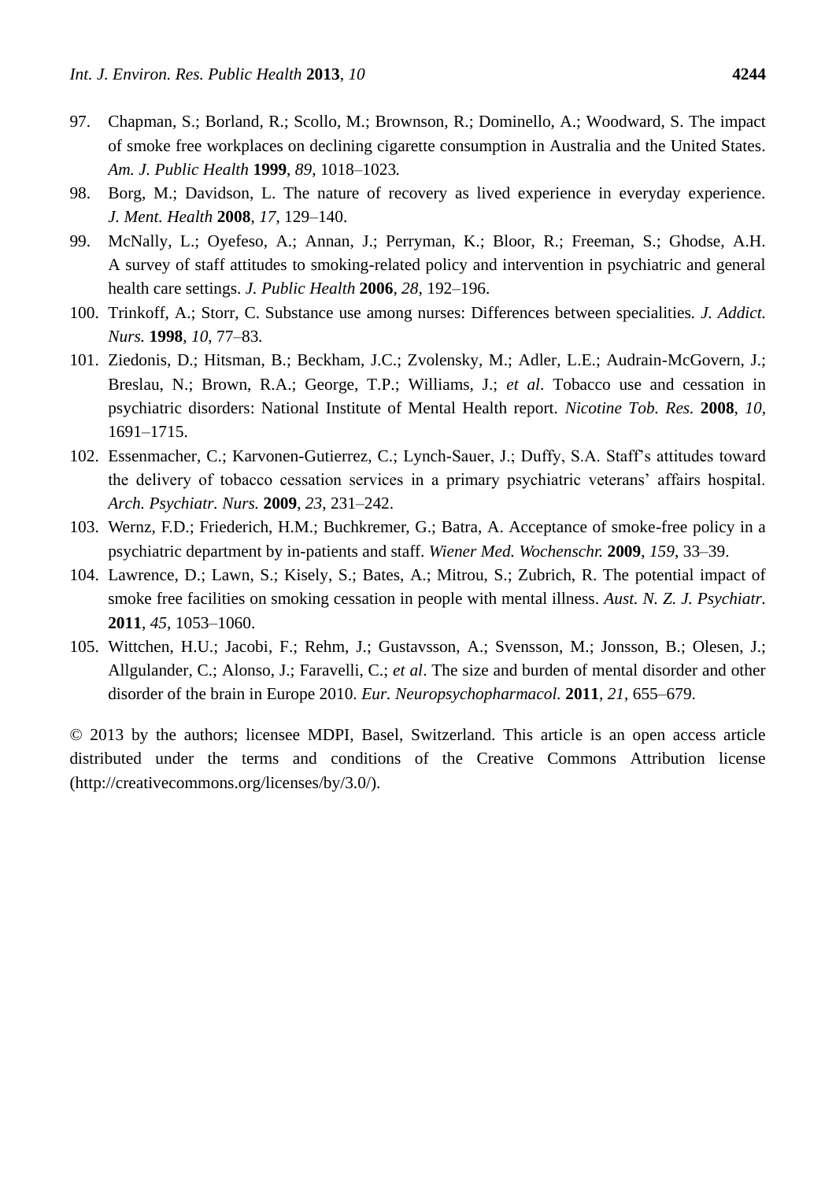97. Chapman, S.; Borland, R.; Scollo, M.; Brownson, R.; Dominello, A.; Woodward, S. The impact of smoke free workplaces on declining cigarette consumption in Australia and the United States. *Am. J. Public Health* **1999**, *89*, 1018–1023.
98. Borg, M.; Davidson, L. The nature of recovery as lived experience in everyday experience. *J. Ment. Health* **2008**, *17*, 129–140.
99. McNally, L.; Oyefeso, A.; Annan, J.; Perryman, K.; Bloor, R.; Freeman, S.; Ghodse, A.H. A survey of staff attitudes to smoking-related policy and intervention in psychiatric and general health care settings. *J. Public Health* **2006**, *28*, 192–196.
100. Trinkoff, A.; Storr, C. Substance use among nurses: Differences between specialities. *J. Addict. Nurs.* **1998**, *10*, 77–83.
101. Ziedonis, D.; Hitsman, B.; Beckham, J.C.; Zvolensky, M.; Adler, L.E.; Audrain-McGovern, J.; Breslau, N.; Brown, R.A.; George, T.P.; Williams, J.; *et al*. Tobacco use and cessation in psychiatric disorders: National Institute of Mental Health report. *Nicotine Tob. Res.* **2008**, *10*, 1691–1715.
102. Essenmacher, C.; Karvonen-Gutierrez, C.; Lynch-Sauer, J.; Duffy, S.A. Staff's attitudes toward the delivery of tobacco cessation services in a primary psychiatric veterans' affairs hospital. *Arch. Psychiatr. Nurs.* **2009**, *23*, 231–242.
103. Wernz, F.D.; Friederich, H.M.; Buchkremer, G.; Batra, A. Acceptance of smoke-free policy in a psychiatric department by in-patients and staff. *Wiener Med. Wochenschr.* **2009**, *159*, 33–39.
104. Lawrence, D.; Lawn, S.; Kisely, S.; Bates, A.; Mitrou, S.; Zubrich, R. The potential impact of smoke free facilities on smoking cessation in people with mental illness. *Aust. N. Z. J. Psychiatr.* **2011**, *45*, 1053–1060.
105. Wittchen, H.U.; Jacobi, F.; Rehm, J.; Gustavsson, A.; Svensson, M.; Jonsson, B.; Olesen, J.; Allgulander, C.; Alonso, J.; Faravelli, C.; *et al*. The size and burden of mental disorder and other disorder of the brain in Europe 2010. *Eur. Neuropsychopharmacol.* **2011**, *21*, 655–679.

© 2013 by the authors; licensee MDPI, Basel, Switzerland. This article is an open access article distributed under the terms and conditions of the Creative Commons Attribution license (http://creativecommons.org/licenses/by/3.0/).